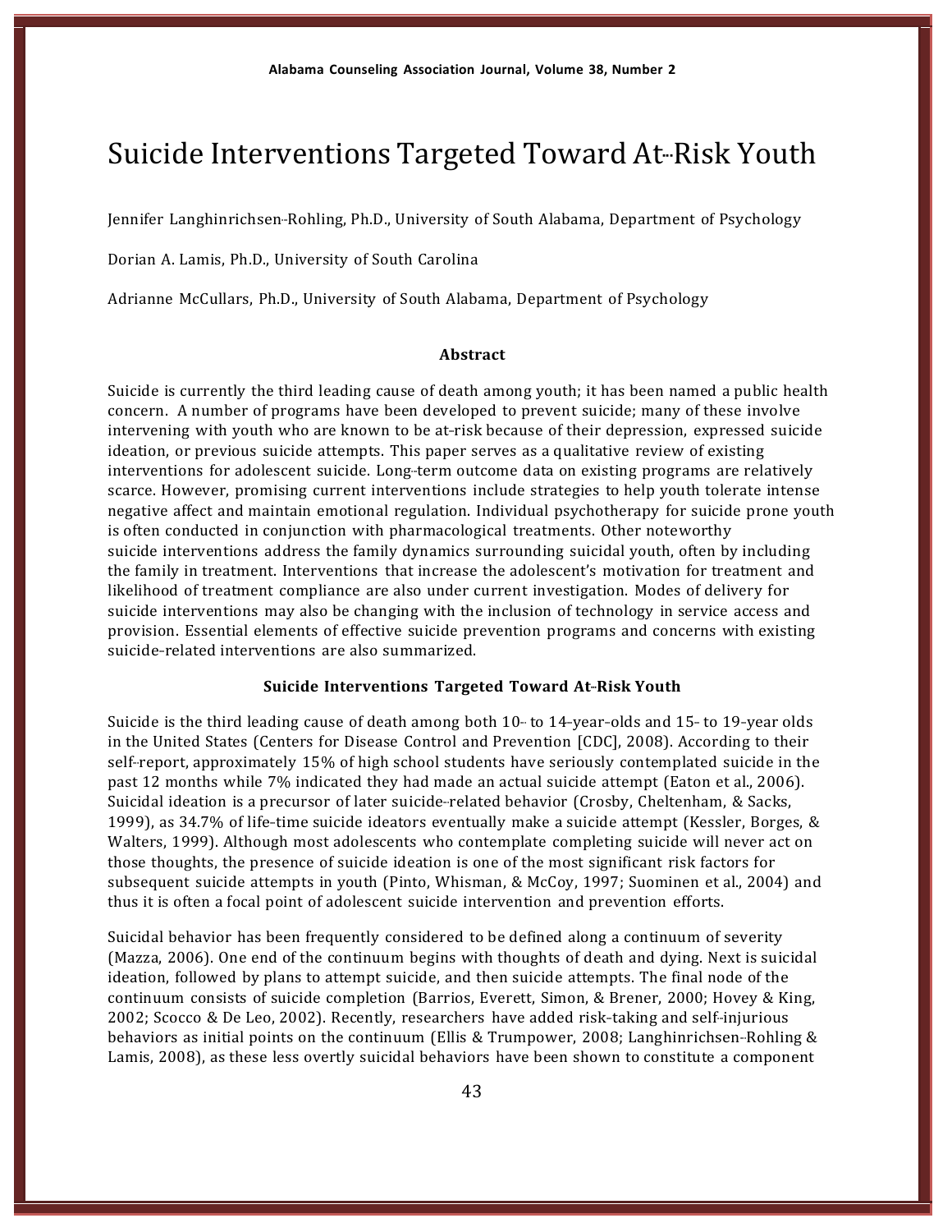# Suicide Interventions Targeted Toward At-Risk Youth

Jennifer Langhinrichsen-Rohling, Ph.D., University of South Alabama, Department of Psychology

Dorian A. Lamis, Ph.D., University of South Carolina

Adrianne McCullars, Ph.D., University of South Alabama, Department of Psychology

### Abstract

Suicide is currently the third leading cause of death among youth; it has been named a public health concern. A number of programs have been developed to prevent suicide; many of these involve intervening with youth who are known to be at-risk because of their depression, expressed suicide ideation, or previous suicide attempts. This paper serves as a qualitative review of existing interventions for adolescent suicide. Long-term outcome data on existing programs are relatively scarce. However, promising current interventions include strategies to help youth tolerate intense negative affect and maintain emotional regulation. Individual psychotherapy for suicide prone youth is often conducted in conjunction with pharmacological treatments. Other noteworthy suicide interventions address the family dynamics surrounding suicidal youth, often by including the family in treatment. Interventions that increase the adolescent's motivation for treatment and likelihood of treatment compliance are also under current investigation. Modes of delivery for suicide interventions may also be changing with the inclusion of technology in service access and provision. Essential elements of effective suicide prevention programs and concerns with existing suicide-related interventions are also summarized.

### Suicide Interventions Targeted Toward At-Risk Youth

Suicide is the third leading cause of death among both 10- to 14-year-olds and 15- to 19-year olds in the United States (Centers for Disease Control and Prevention [CDC], 2008). According to their self-report, approximately 15% of high school students have seriously contemplated suicide in the past 12 months while 7% indicated they had made an actual suicide attempt (Eaton et al., 2006). Suicidal ideation is a precursor of later suicide-related behavior (Crosby, Cheltenham, & Sacks, 1999), as 34.7% of life-time suicide ideators eventually make a suicide attempt (Kessler, Borges, & Walters, 1999). Although most adolescents who contemplate completing suicide will never act on those thoughts, the presence of suicide ideation is one of the most significant risk factors for subsequent suicide attempts in youth (Pinto, Whisman, & McCoy, 1997; Suominen et al., 2004) and thus it is often a focal point of adolescent suicide intervention and prevention efforts.

Suicidal behavior has been frequently considered to be defined along a continuum of severity (Mazza, 2006). One end of the continuum begins with thoughts of death and dying. Next is suicidal ideation, followed by plans to attempt suicide, and then suicide attempts. The final node of the continuum consists of suicide completion (Barrios, Everett, Simon, & Brener, 2000; Hovey & King, 2002; Scocco & De Leo, 2002). Recently, researchers have added risk-taking and self-injurious behaviors as initial points on the continuum (Ellis & Trumpower, 2008; Langhinrichsen-Rohling & Lamis, 2008), as these less overtly suicidal behaviors have been shown to constitute a component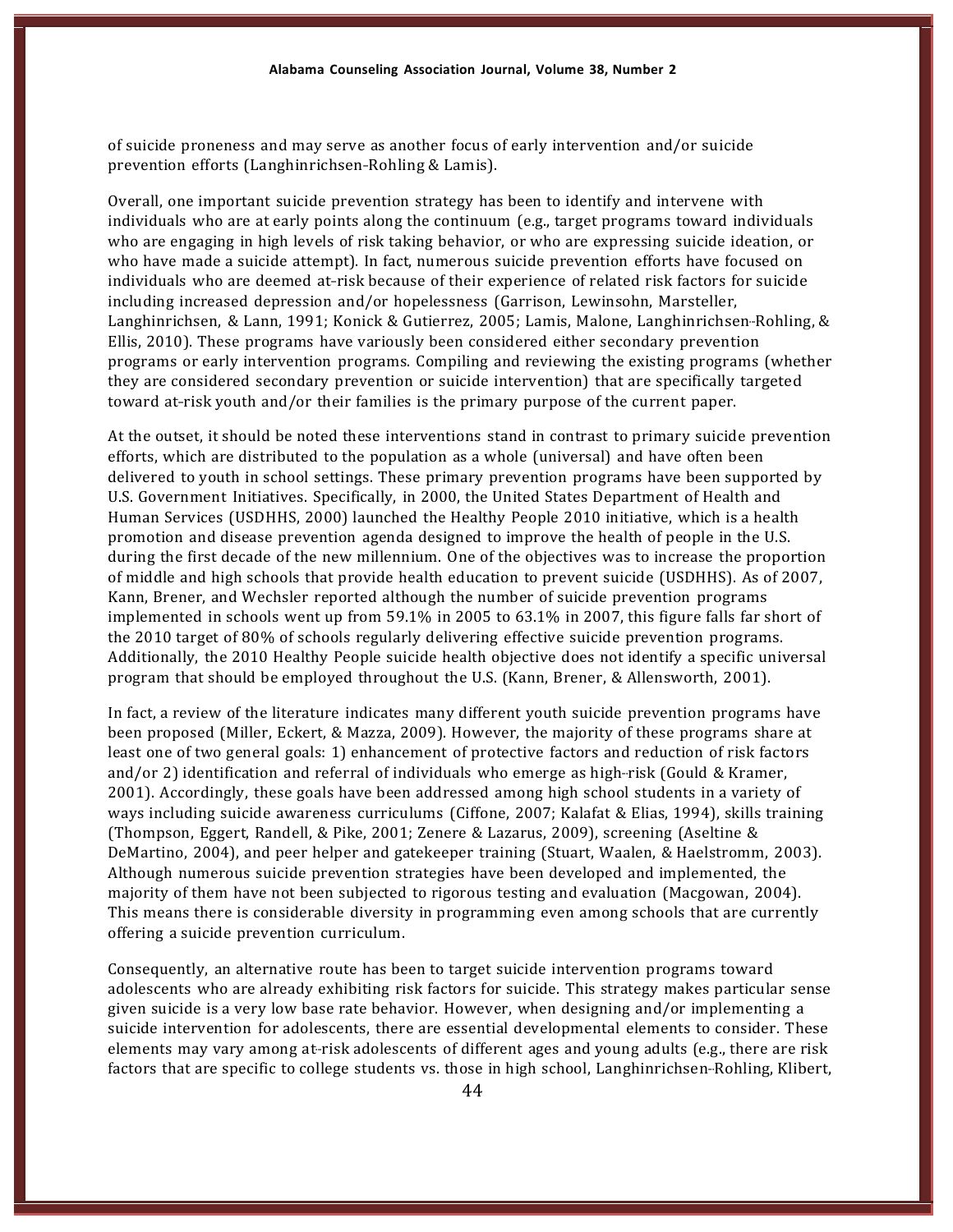of suicide proneness and may serve as another focus of early intervention and/or suicide prevention efforts (Langhinrichsen-Rohling & Lamis).

Overall, one important suicide prevention strategy has been to identify and intervene with individuals who are at early points along the continuum (e.g., target programs toward individuals who are engaging in high levels of risk taking behavior, or who are expressing suicide ideation, or who have made a suicide attempt). In fact, numerous suicide prevention efforts have focused on individuals who are deemed at-risk because of their experience of related risk factors for suicide including increased depression and/or hopelessness (Garrison, Lewinsohn, Marsteller, Langhinrichsen, & Lann, 1991; Konick & Gutierrez, 2005; Lamis, Malone, Langhinrichsen-Rohling, & Ellis, 2010). These programs have variously been considered either secondary prevention programs or early intervention programs. Compiling and reviewing the existing programs (whether they are considered secondary prevention or suicide intervention) that are specifically targeted toward at-risk youth and/or their families is the primary purpose of the current paper.

At the outset, it should be noted these interventions stand in contrast to primary suicide prevention efforts, which are distributed to the population as a whole (universal) and have often been delivered to youth in school settings. These primary prevention programs have been supported by U.S. Government Initiatives. Specifically, in 2000, the United States Department of Health and Human Services (USDHHS, 2000) launched the Healthy People 2010 initiative, which is a health promotion and disease prevention agenda designed to improve the health of people in the U.S. during the first decade of the new millennium. One of the objectives was to increase the proportion of middle and high schools that provide health education to prevent suicide (USDHHS). As of 2007, Kann, Brener, and Wechsler reported although the number of suicide prevention programs implemented in schools went up from 59.1% in 2005 to 63.1% in 2007, this figure falls far short of the 2010 target of 80% of schools regularly delivering effective suicide prevention programs. Additionally, the 2010 Healthy People suicide health objective does not identify a specific universal program that should be employed throughout the U.S. (Kann, Brener, & Allensworth, 2001).

In fact, a review of the literature indicates many different youth suicide prevention programs have been proposed (Miller, Eckert, & Mazza, 2009). However, the majority of these programs share at least one of two general goals: 1) enhancement of protective factors and reduction of risk factors and/or 2) identification and referral of individuals who emerge as high-risk (Gould & Kramer, 2001). Accordingly, these goals have been addressed among high school students in a variety of ways including suicide awareness curriculums (Ciffone, 2007; Kalafat & Elias, 1994), skills training (Thompson, Eggert, Randell, & Pike, 2001; Zenere & Lazarus, 2009), screening (Aseltine & DeMartino, 2004), and peer helper and gatekeeper training (Stuart, Waalen, & Haelstromm, 2003). Although numerous suicide prevention strategies have been developed and implemented, the majority of them have not been subjected to rigorous testing and evaluation (Macgowan, 2004). This means there is considerable diversity in programming even among schools that are currently offering a suicide prevention curriculum.

Consequently, an alternative route has been to target suicide intervention programs toward adolescents who are already exhibiting risk factors for suicide. This strategy makes particular sense given suicide is a very low base rate behavior. However, when designing and/or implementing a suicide intervention for adolescents, there are essential developmental elements to consider. These elements may vary among at-risk adolescents of different ages and young adults (e.g., there are risk factors that are specific to college students vs. those in high school, Langhinrichsen-Rohling, Klibert,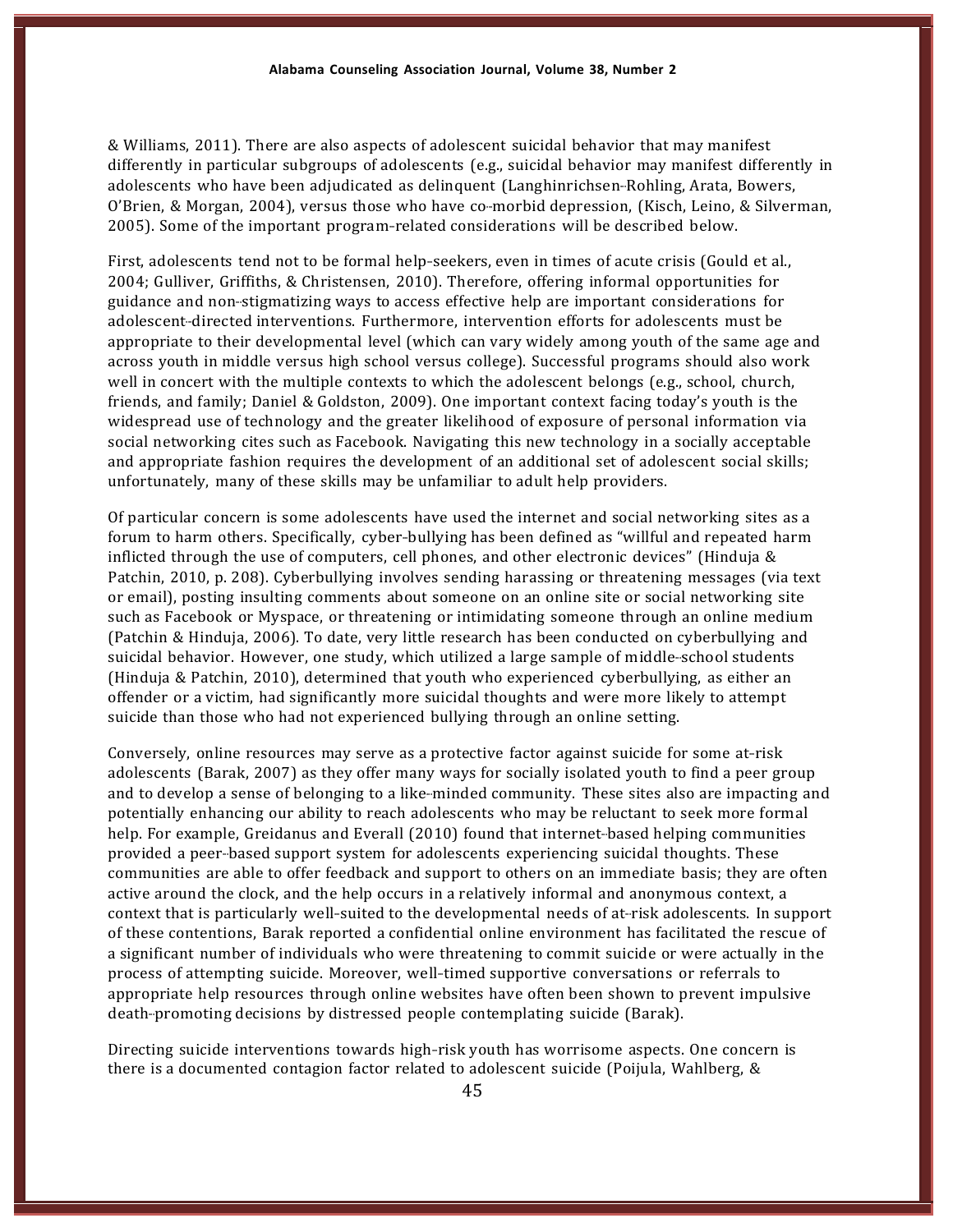& Williams, 2011). There are also aspects of adolescent suicidal behavior that may manifest differently in particular subgroups of adolescents (e.g., suicidal behavior may manifest differently in adolescents who have been adjudicated as delinquent (Langhinrichsen-Rohling, Arata, Bowers, O'Brien, & Morgan, 2004), versus those who have co-morbid depression, (Kisch, Leino, & Silverman, 2005). Some of the important program-related considerations will be described below.

First, adolescents tend not to be formal help-seekers, even in times of acute crisis (Gould et al., 2004; Gulliver, Griffiths, & Christensen, 2010). Therefore, offering informal opportunities for guidance and non-stigmatizing ways to access effective help are important considerations for adolescent-directed interventions. Furthermore, intervention efforts for adolescents must be appropriate to their developmental level (which can vary widely among youth of the same age and across youth in middle versus high school versus college). Successful programs should also work well in concert with the multiple contexts to which the adolescent belongs (e.g., school, church, friends, and family; Daniel & Goldston, 2009). One important context facing today's youth is the widespread use of technology and the greater likelihood of exposure of personal information via social networking cites such as Facebook. Navigating this new technology in a socially acceptable and appropriate fashion requires the development of an additional set of adolescent social skills; unfortunately, many of these skills may be unfamiliar to adult help providers.

Of particular concern is some adolescents have used the internet and social networking sites as a forum to harm others. Specifically, cyber-bullying has been defined as "willful and repeated harm inflicted through the use of computers, cell phones, and other electronic devices" (Hinduja & Patchin, 2010, p. 208). Cyberbullying involves sending harassing or threatening messages (via text or email), posting insulting comments about someone on an online site or social networking site such as Facebook or Myspace, or threatening or intimidating someone through an online medium (Patchin & Hinduja, 2006). To date, very little research has been conducted on cyberbullying and suicidal behavior. However, one study, which utilized a large sample of middle-school students (Hinduja & Patchin, 2010), determined that youth who experienced cyberbullying, as either an offender or a victim, had significantly more suicidal thoughts and were more likely to attempt suicide than those who had not experienced bullying through an online setting.

Conversely, online resources may serve as a protective factor against suicide for some at-risk adolescents (Barak, 2007) as they offer many ways for socially isolated youth to find a peer group and to develop a sense of belonging to a like-minded community. These sites also are impacting and potentially enhancing our ability to reach adolescents who may be reluctant to seek more formal help. For example, Greidanus and Everall (2010) found that internet-based helping communities provided a peer-based support system for adolescents experiencing suicidal thoughts. These communities are able to offer feedback and support to others on an immediate basis; they are often active around the clock, and the help occurs in a relatively informal and anonymous context, a context that is particularly well-suited to the developmental needs of at-risk adolescents. In support of these contentions, Barak reported a confidential online environment has facilitated the rescue of a significant number of individuals who were threatening to commit suicide or were actually in the process of attempting suicide. Moreover, well-timed supportive conversations or referrals to appropriate help resources through online websites have often been shown to prevent impulsive death-promoting decisions by distressed people contemplating suicide (Barak).

Directing suicide interventions towards high-risk youth has worrisome aspects. One concern is there is a documented contagion factor related to adolescent suicide (Poijula, Wahlberg, &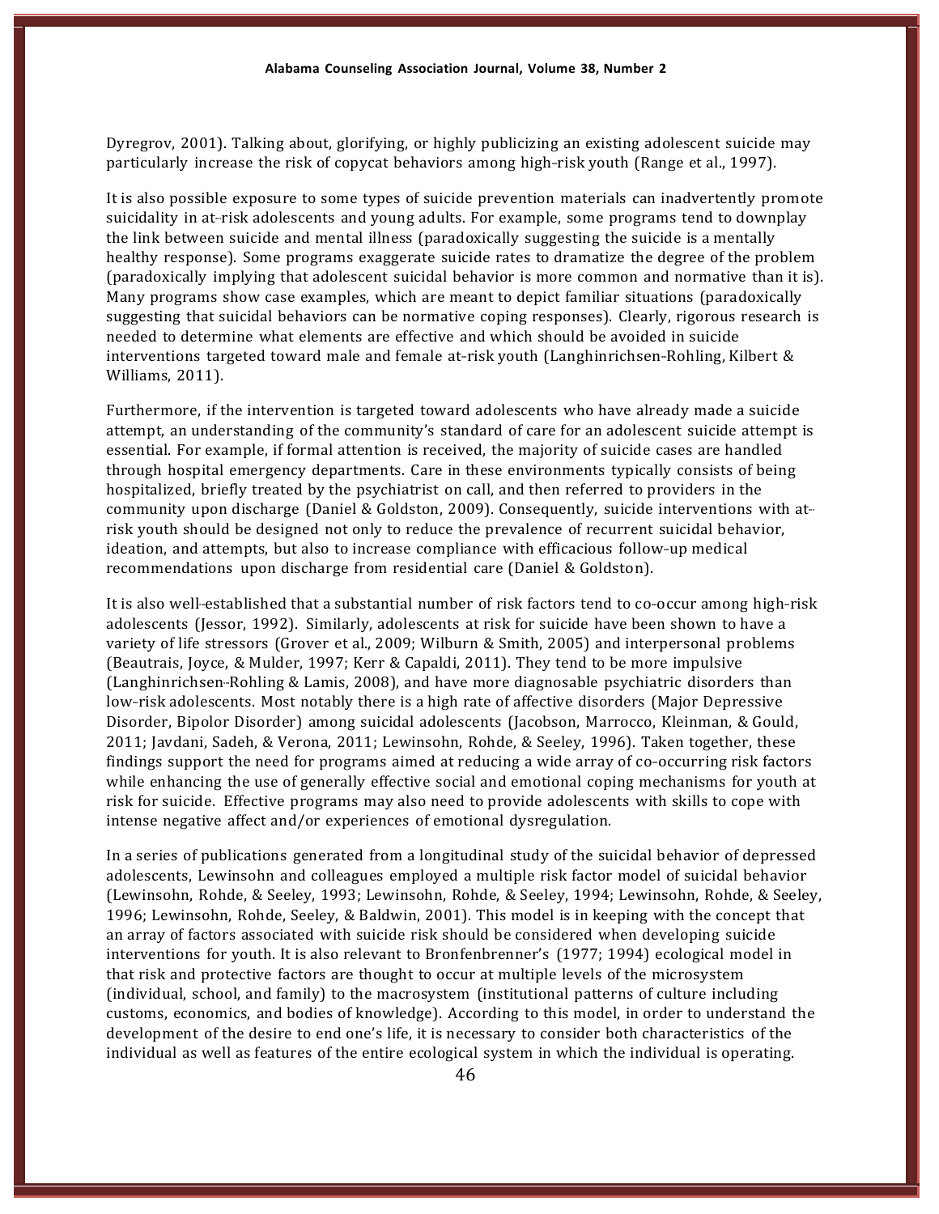Dyregrov, 2001). Talking about, glorifying, or highly publicizing an existing adolescent suicide may particularly increase the risk of copycat behaviors among high-risk youth (Range et al., 1997).

It is also possible exposure to some types of suicide prevention materials can inadvertently promote suicidality in at-risk adolescents and young adults. For example, some programs tend to downplay the link between suicide and mental illness (paradoxically suggesting the suicide is a mentally healthy response). Some programs exaggerate suicide rates to dramatize the degree of the problem (paradoxically implying that adolescent suicidal behavior is more common and normative than it is). Many programs show case examples, which are meant to depict familiar situations (paradoxically suggesting that suicidal behaviors can be normative coping responses). Clearly, rigorous research is needed to determine what elements are effective and which should be avoided in suicide interventions targeted toward male and female at-risk youth (Langhinrichsen-Rohling, Kilbert & Williams, 2011).

Furthermore, if the intervention is targeted toward adolescents who have already made a suicide attempt, an understanding of the community's standard of care for an adolescent suicide attempt is essential. For example, if formal attention is received, the majority of suicide cases are handled through hospital emergency departments. Care in these environments typically consists of being hospitalized, briefly treated by the psychiatrist on call, and then referred to providers in the community upon discharge (Daniel & Goldston, 2009). Consequently, suicide interventions with at-risk youth should be designed not only to reduce the prevalence of recurrent suicidal behavior, ideation, and attempts, but also to increase compliance with efficacious follow-up medical recommendations upon discharge from residential care (Daniel & Goldston).

It is also well-established that a substantial number of risk factors tend to co-occur among high-risk adolescents (Jessor, 1992). Similarly, adolescents at risk for suicide have been shown to have a variety of life stressors (Grover et al., 2009; Wilburn & Smith, 2005) and interpersonal problems (Beautrais, Joyce, & Mulder, 1997; Kerr & Capaldi, 2011). They tend to be more impulsive (Langhinrichsen-Rohling & Lamis, 2008), and have more diagnosable psychiatric disorders than low-risk adolescents. Most notably there is a high rate of affective disorders (Major Depressive Disorder, Bipolor Disorder) among suicidal adolescents (Jacobson, Marrocco, Kleinman, & Gould, 2011; Javdani, Sadeh, & Verona, 2011; Lewinsohn, Rohde, & Seeley, 1996). Taken together, these findings support the need for programs aimed at reducing a wide array of co-occurring risk factors while enhancing the use of generally effective social and emotional coping mechanisms for youth at risk for suicide. Effective programs may also need to provide adolescents with skills to cope with intense negative affect and/or experiences of emotional dysregulation.

In a series of publications generated from a longitudinal study of the suicidal behavior of depressed adolescents, Lewinsohn and colleagues employed a multiple risk factor model of suicidal behavior (Lewinsohn, Rohde, & Seeley, 1993; Lewinsohn, Rohde, & Seeley, 1994; Lewinsohn, Rohde, & Seeley, 1996; Lewinsohn, Rohde, Seeley, & Baldwin, 2001). This model is in keeping with the concept that an array of factors associated with suicide risk should be considered when developing suicide interventions for youth. It is also relevant to Bronfenbrenner's (1977; 1994) ecological model in that risk and protective factors are thought to occur at multiple levels of the microsystem (individual, school, and family) to the macrosystem (institutional patterns of culture including customs, economics, and bodies of knowledge). According to this model, in order to understand the development of the desire to end one's life, it is necessary to consider both characteristics of the individual as well as features of the entire ecological system in which the individual is operating.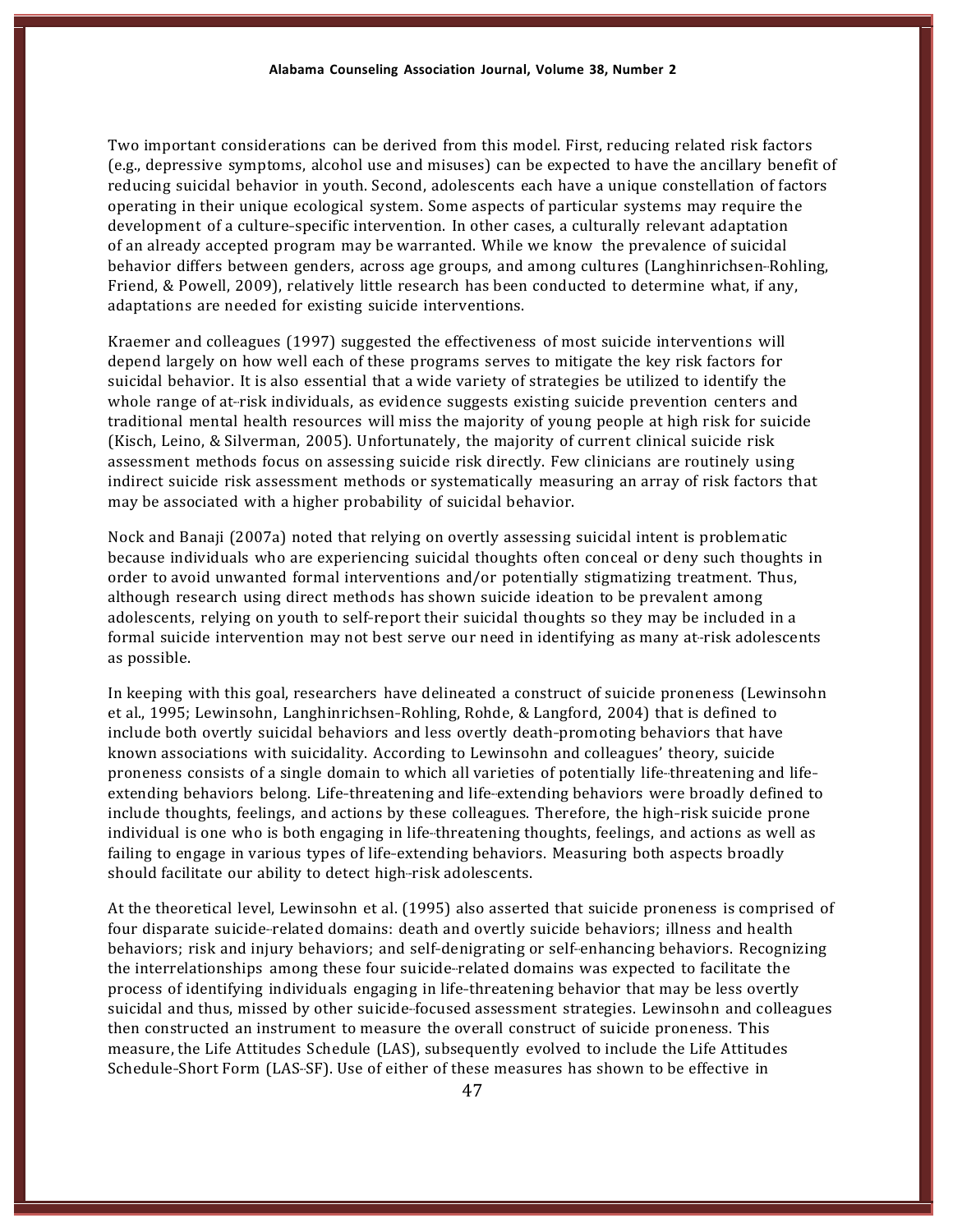Two important considerations can be derived from this model. First, reducing related risk factors (e.g., depressive symptoms, alcohol use and misuses) can be expected to have the ancillary benefit of reducing suicidal behavior in youth. Second, adolescents each have a unique constellation of factors operating in their unique ecological system. Some aspects of particular systems may require the development of a culture-specific intervention. In other cases, a culturally relevant adaptation of an already accepted program may be warranted. While we know the prevalence of suicidal behavior differs between genders, across age groups, and among cultures (Langhinrichsen-Rohling, Friend, & Powell, 2009), relatively little research has been conducted to determine what, if any, adaptations are needed for existing suicide interventions.

Kraemer and colleagues (1997) suggested the effectiveness of most suicide interventions will depend largely on how well each of these programs serves to mitigate the key risk factors for suicidal behavior. It is also essential that a wide variety of strategies be utilized to identify the whole range of at-risk individuals, as evidence suggests existing suicide prevention centers and traditional mental health resources will miss the majority of young people at high risk for suicide (Kisch, Leino, & Silverman, 2005). Unfortunately, the majority of current clinical suicide risk assessment methods focus on assessing suicide risk directly. Few clinicians are routinely using indirect suicide risk assessment methods or systematically measuring an array of risk factors that may be associated with a higher probability of suicidal behavior.

Nock and Banaji (2007a) noted that relying on overtly assessing suicidal intent is problematic because individuals who are experiencing suicidal thoughts often conceal or deny such thoughts in order to avoid unwanted formal interventions and/or potentially stigmatizing treatment. Thus, although research using direct methods has shown suicide ideation to be prevalent among adolescents, relying on youth to self-report their suicidal thoughts so they may be included in a formal suicide intervention may not best serve our need in identifying as many at-risk adolescents as possible.

In keeping with this goal, researchers have delineated a construct of suicide proneness (Lewinsohn et al., 1995; Lewinsohn, Langhinrichsen-Rohling, Rohde, & Langford, 2004) that is defined to include both overtly suicidal behaviors and less overtly death-promoting behaviors that have known associations with suicidality. According to Lewinsohn and colleagues' theory, suicide proneness consists of a single domain to which all varieties of potentially life-threatening and life-extending behaviors belong. Life-threatening and life-extending behaviors were broadly defined to include thoughts, feelings, and actions by these colleagues. Therefore, the high-risk suicide prone individual is one who is both engaging in life-threatening thoughts, feelings, and actions as well as failing to engage in various types of life-extending behaviors. Measuring both aspects broadly should facilitate our ability to detect high-risk adolescents.

At the theoretical level, Lewinsohn et al. (1995) also asserted that suicide proneness is comprised of four disparate suicide-related domains: death and overtly suicide behaviors; illness and health behaviors; risk and injury behaviors; and self-denigrating or self-enhancing behaviors. Recognizing the interrelationships among these four suicide-related domains was expected to facilitate the process of identifying individuals engaging in life-threatening behavior that may be less overtly suicidal and thus, missed by other suicide-focused assessment strategies. Lewinsohn and colleagues then constructed an instrument to measure the overall construct of suicide proneness. This measure, the Life Attitudes Schedule (LAS), subsequently evolved to include the Life Attitudes Schedule-Short Form (LAS-SF). Use of either of these measures has shown to be effective in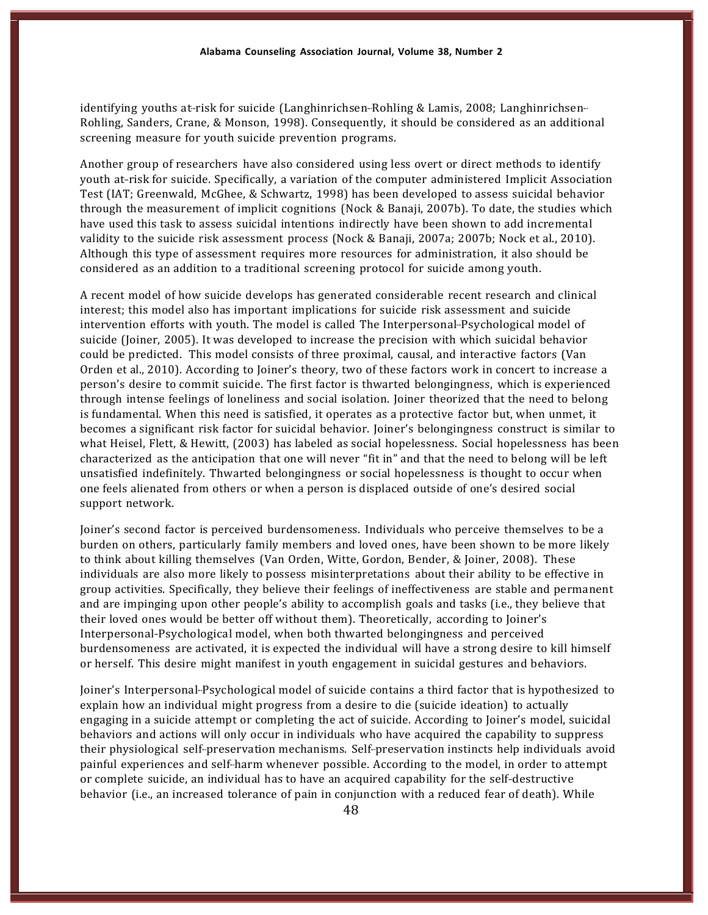identifying youths at-risk for suicide (Langhinrichsen-Rohling & Lamis, 2008; Langhinrichsen-Rohling, Sanders, Crane, & Monson, 1998). Consequently, it should be considered as an additional screening measure for youth suicide prevention programs.

Another group of researchers have also considered using less overt or direct methods to identify youth at-risk for suicide. Specifically, a variation of the computer administered Implicit Association Test (IAT; Greenwald, McGhee, & Schwartz, 1998) has been developed to assess suicidal behavior through the measurement of implicit cognitions (Nock & Banaji, 2007b). To date, the studies which have used this task to assess suicidal intentions indirectly have been shown to add incremental validity to the suicide risk assessment process (Nock & Banaji, 2007a; 2007b; Nock et al., 2010). Although this type of assessment requires more resources for administration, it also should be considered as an addition to a traditional screening protocol for suicide among youth.

A recent model of how suicide develops has generated considerable recent research and clinical interest; this model also has important implications for suicide risk assessment and suicide intervention efforts with youth. The model is called The Interpersonal-Psychological model of suicide (Joiner, 2005). It was developed to increase the precision with which suicidal behavior could be predicted. This model consists of three proximal, causal, and interactive factors (Van Orden et al., 2010). According to Joiner's theory, two of these factors work in concert to increase a person's desire to commit suicide. The first factor is thwarted belongingness, which is experienced through intense feelings of loneliness and social isolation. Joiner theorized that the need to belong is fundamental. When this need is satisfied, it operates as a protective factor but, when unmet, it becomes a significant risk factor for suicidal behavior. Joiner's belongingness construct is similar to what Heisel, Flett, & Hewitt, (2003) has labeled as social hopelessness. Social hopelessness has been characterized as the anticipation that one will never "fit in" and that the need to belong will be left unsatisfied indefinitely. Thwarted belongingness or social hopelessness is thought to occur when one feels alienated from others or when a person is displaced outside of one's desired social support network.

Joiner's second factor is perceived burdensomeness. Individuals who perceive themselves to be a burden on others, particularly family members and loved ones, have been shown to be more likely to think about killing themselves (Van Orden, Witte, Gordon, Bender, & Joiner, 2008). These individuals are also more likely to possess misinterpretations about their ability to be effective in group activities. Specifically, they believe their feelings of ineffectiveness are stable and permanent and are impinging upon other people's ability to accomplish goals and tasks (i.e., they believe that their loved ones would be better off without them). Theoretically, according to Joiner's Interpersonal-Psychological model, when both thwarted belongingness and perceived burdensomeness are activated, it is expected the individual will have a strong desire to kill himself or herself. This desire might manifest in youth engagement in suicidal gestures and behaviors.

Joiner's Interpersonal-Psychological model of suicide contains a third factor that is hypothesized to explain how an individual might progress from a desire to die (suicide ideation) to actually engaging in a suicide attempt or completing the act of suicide. According to Joiner's model, suicidal behaviors and actions will only occur in individuals who have acquired the capability to suppress their physiological self-preservation mechanisms. Self-preservation instincts help individuals avoid painful experiences and self-harm whenever possible. According to the model, in order to attempt or complete suicide, an individual has to have an acquired capability for the self-destructive behavior (i.e., an increased tolerance of pain in conjunction with a reduced fear of death). While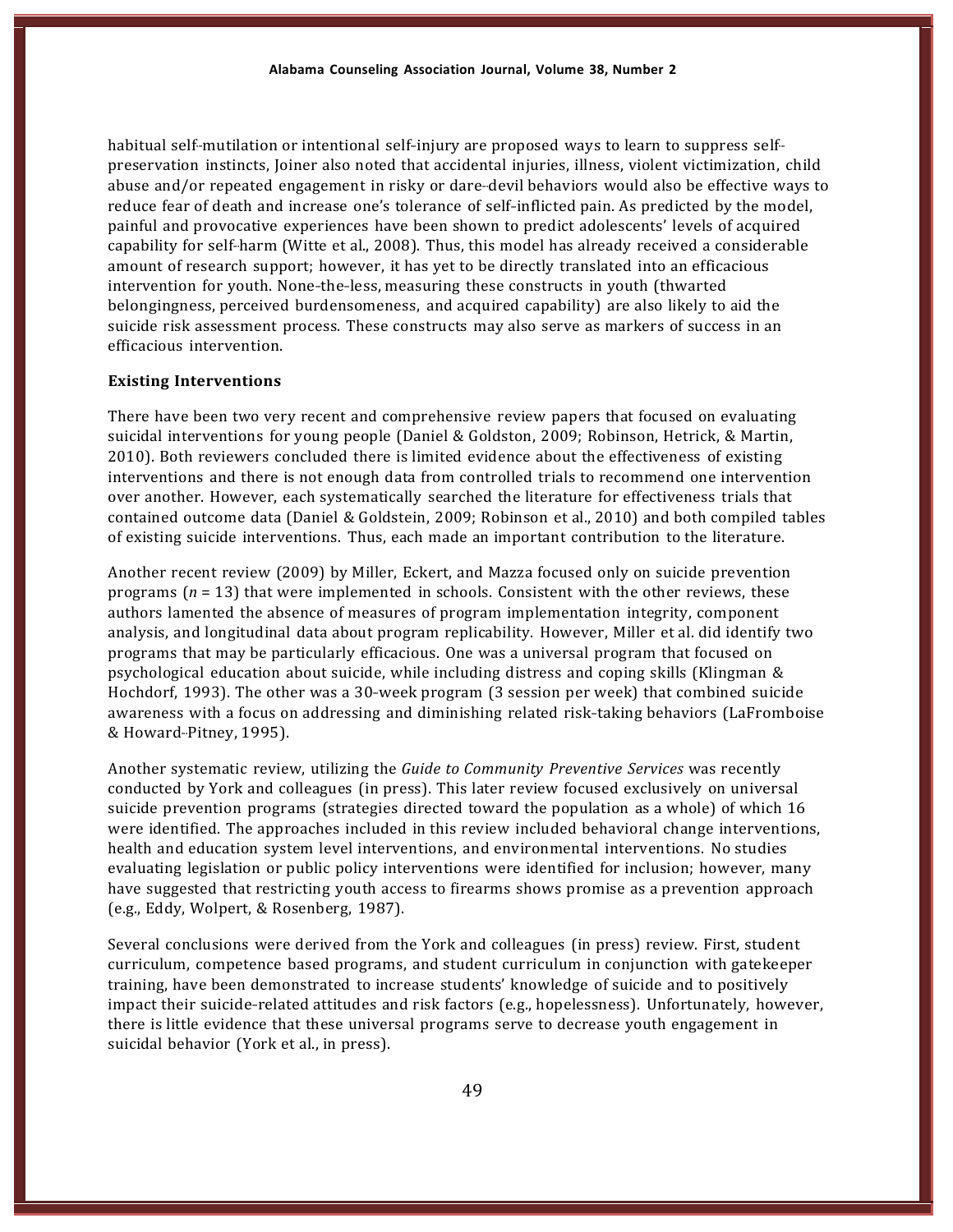habitual self-mutilation or intentional self-injury are proposed ways to learn to suppress self-preservation instincts, Joiner also noted that accidental injuries, illness, violent victimization, child abuse and/or repeated engagement in risky or dare-devil behaviors would also be effective ways to reduce fear of death and increase one's tolerance of self-inflicted pain. As predicted by the model, painful and provocative experiences have been shown to predict adolescents' levels of acquired capability for self-harm (Witte et al., 2008). Thus, this model has already received a considerable amount of research support; however, it has yet to be directly translated into an efficacious intervention for youth. None-the-less, measuring these constructs in youth (thwarted belongingness, perceived burdensomeness, and acquired capability) are also likely to aid the suicide risk assessment process. These constructs may also serve as markers of success in an efficacious intervention.

**Existing Interventions**

There have been two very recent and comprehensive review papers that focused on evaluating suicidal interventions for young people (Daniel & Goldston, 2009; Robinson, Hetrick, & Martin, 2010). Both reviewers concluded there is limited evidence about the effectiveness of existing interventions and there is not enough data from controlled trials to recommend one intervention over another. However, each systematically searched the literature for effectiveness trials that contained outcome data (Daniel & Goldstein, 2009; Robinson et al., 2010) and both compiled tables of existing suicide interventions. Thus, each made an important contribution to the literature.

Another recent review (2009) by Miller, Eckert, and Mazza focused only on suicide prevention programs (*n* = 13) that were implemented in schools. Consistent with the other reviews, these authors lamented the absence of measures of program implementation integrity, component analysis, and longitudinal data about program replicability. However, Miller et al. did identify two programs that may be particularly efficacious. One was a universal program that focused on psychological education about suicide, while including distress and coping skills (Klingman & Hochdorf, 1993). The other was a 30-week program (3 session per week) that combined suicide awareness with a focus on addressing and diminishing related risk-taking behaviors (LaFromboise & Howard-Pitney, 1995).

Another systematic review, utilizing the *Guide to Community Preventive Services* was recently conducted by York and colleagues (in press). This later review focused exclusively on universal suicide prevention programs (strategies directed toward the population as a whole) of which 16 were identified. The approaches included in this review included behavioral change interventions, health and education system level interventions, and environmental interventions. No studies evaluating legislation or public policy interventions were identified for inclusion; however, many have suggested that restricting youth access to firearms shows promise as a prevention approach (e.g., Eddy, Wolpert, & Rosenberg, 1987).

Several conclusions were derived from the York and colleagues (in press) review. First, student curriculum, competence based programs, and student curriculum in conjunction with gatekeeper training, have been demonstrated to increase students' knowledge of suicide and to positively impact their suicide-related attitudes and risk factors (e.g., hopelessness). Unfortunately, however, there is little evidence that these universal programs serve to decrease youth engagement in suicidal behavior (York et al., in press).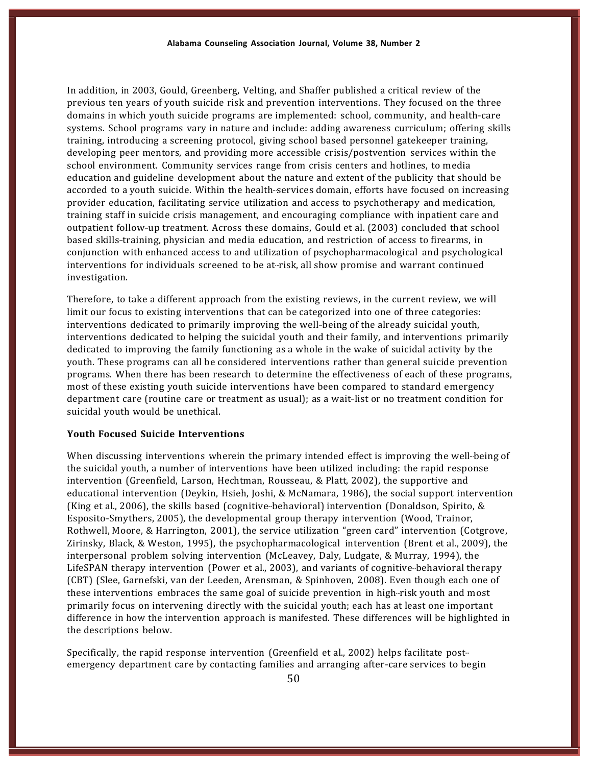In addition, in 2003, Gould, Greenberg, Velting, and Shaffer published a critical review of the previous ten years of youth suicide risk and prevention interventions. They focused on the three domains in which youth suicide programs are implemented: school, community, and health-care systems. School programs vary in nature and include: adding awareness curriculum; offering skills training, introducing a screening protocol, giving school based personnel gatekeeper training, developing peer mentors, and providing more accessible crisis/postvention services within the school environment. Community services range from crisis centers and hotlines, to media education and guideline development about the nature and extent of the publicity that should be accorded to a youth suicide. Within the health-services domain, efforts have focused on increasing provider education, facilitating service utilization and access to psychotherapy and medication, training staff in suicide crisis management, and encouraging compliance with inpatient care and outpatient follow-up treatment. Across these domains, Gould et al. (2003) concluded that school based skills-training, physician and media education, and restriction of access to firearms, in conjunction with enhanced access to and utilization of psychopharmacological and psychological interventions for individuals screened to be at-risk, all show promise and warrant continued investigation.

Therefore, to take a different approach from the existing reviews, in the current review, we will limit our focus to existing interventions that can be categorized into one of three categories: interventions dedicated to primarily improving the well-being of the already suicidal youth, interventions dedicated to helping the suicidal youth and their family, and interventions primarily dedicated to improving the family functioning as a whole in the wake of suicidal activity by the youth. These programs can all be considered interventions rather than general suicide prevention programs. When there has been research to determine the effectiveness of each of these programs, most of these existing youth suicide interventions have been compared to standard emergency department care (routine care or treatment as usual); as a wait-list or no treatment condition for suicidal youth would be unethical.

**Youth Focused Suicide Interventions**

When discussing interventions wherein the primary intended effect is improving the well-being of the suicidal youth, a number of interventions have been utilized including: the rapid response intervention (Greenfield, Larson, Hechtman, Rousseau, & Platt, 2002), the supportive and educational intervention (Deykin, Hsieh, Joshi, & McNamara, 1986), the social support intervention (King et al., 2006), the skills based (cognitive-behavioral) intervention (Donaldson, Spirito, & Esposito-Smythers, 2005), the developmental group therapy intervention (Wood, Trainor, Rothwell, Moore, & Harrington, 2001), the service utilization "green card" intervention (Cotgrove, Zirinsky, Black, & Weston, 1995), the psychopharmacological intervention (Brent et al., 2009), the interpersonal problem solving intervention (McLeavey, Daly, Ludgate, & Murray, 1994), the LifeSPAN therapy intervention (Power et al., 2003), and variants of cognitive-behavioral therapy (CBT) (Slee, Garnefski, van der Leeden, Arensman, & Spinhoven, 2008). Even though each one of these interventions embraces the same goal of suicide prevention in high-risk youth and most primarily focus on intervening directly with the suicidal youth; each has at least one important difference in how the intervention approach is manifested. These differences will be highlighted in the descriptions below.

Specifically, the rapid response intervention (Greenfield et al., 2002) helps facilitate post-emergency department care by contacting families and arranging after-care services to begin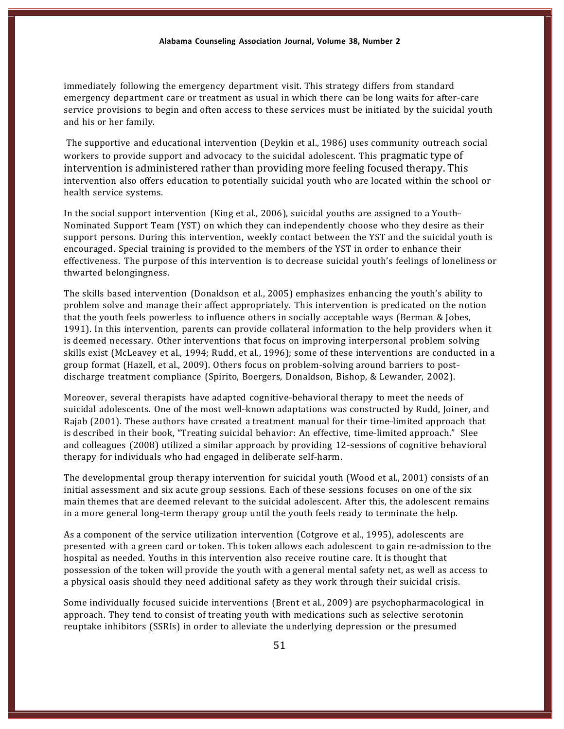immediately following the emergency department visit. This strategy differs from standard emergency department care or treatment as usual in which there can be long waits for after-care service provisions to begin and often access to these services must be initiated by the suicidal youth and his or her family.

The supportive and educational intervention (Deykin et al., 1986) uses community outreach social workers to provide support and advocacy to the suicidal adolescent. This pragmatic type of intervention is administered rather than providing more feeling focused therapy. This intervention also offers education to potentially suicidal youth who are located within the school or health service systems.

In the social support intervention (King et al., 2006), suicidal youths are assigned to a Youth-Nominated Support Team (YST) on which they can independently choose who they desire as their support persons. During this intervention, weekly contact between the YST and the suicidal youth is encouraged. Special training is provided to the members of the YST in order to enhance their effectiveness. The purpose of this intervention is to decrease suicidal youth's feelings of loneliness or thwarted belongingness.

The skills based intervention (Donaldson et al., 2005) emphasizes enhancing the youth's ability to problem solve and manage their affect appropriately. This intervention is predicated on the notion that the youth feels powerless to influence others in socially acceptable ways (Berman & Jobes, 1991). In this intervention, parents can provide collateral information to the help providers when it is deemed necessary. Other interventions that focus on improving interpersonal problem solving skills exist (McLeavey et al., 1994; Rudd, et al., 1996); some of these interventions are conducted in a group format (Hazell, et al., 2009). Others focus on problem-solving around barriers to post-discharge treatment compliance (Spirito, Boergers, Donaldson, Bishop, & Lewander, 2002).

Moreover, several therapists have adapted cognitive-behavioral therapy to meet the needs of suicidal adolescents. One of the most well-known adaptations was constructed by Rudd, Joiner, and Rajab (2001). These authors have created a treatment manual for their time-limited approach that is described in their book, "Treating suicidal behavior: An effective, time-limited approach." Slee and colleagues (2008) utilized a similar approach by providing 12-sessions of cognitive behavioral therapy for individuals who had engaged in deliberate self-harm.

The developmental group therapy intervention for suicidal youth (Wood et al., 2001) consists of an initial assessment and six acute group sessions. Each of these sessions focuses on one of the six main themes that are deemed relevant to the suicidal adolescent. After this, the adolescent remains in a more general long-term therapy group until the youth feels ready to terminate the help.

As a component of the service utilization intervention (Cotgrove et al., 1995), adolescents are presented with a green card or token. This token allows each adolescent to gain re-admission to the hospital as needed. Youths in this intervention also receive routine care. It is thought that possession of the token will provide the youth with a general mental safety net, as well as access to a physical oasis should they need additional safety as they work through their suicidal crisis.

Some individually focused suicide interventions (Brent et al., 2009) are psychopharmacological in approach. They tend to consist of treating youth with medications such as selective serotonin reuptake inhibitors (SSRIs) in order to alleviate the underlying depression or the presumed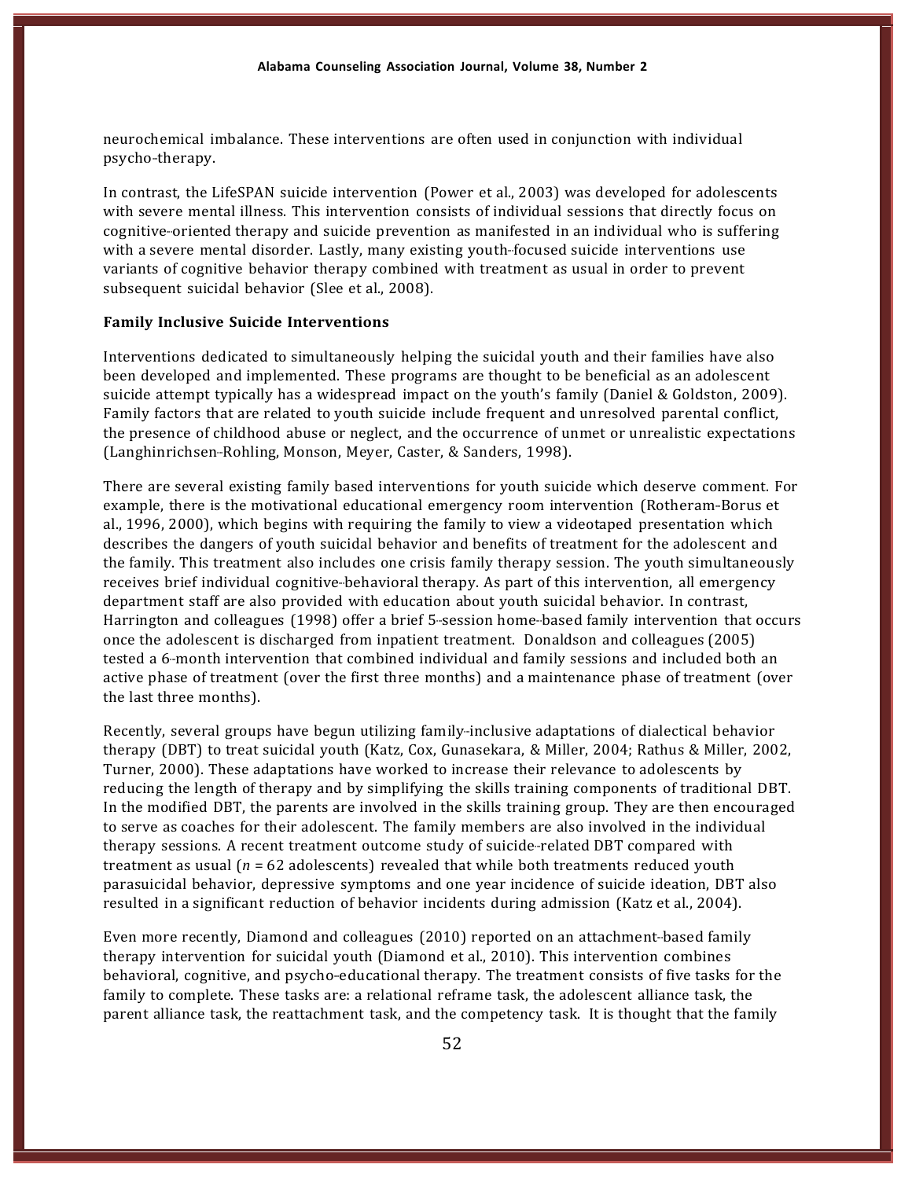neurochemical imbalance. These interventions are often used in conjunction with individual psycho-therapy.

In contrast, the LifeSPAN suicide intervention (Power et al., 2003) was developed for adolescents with severe mental illness. This intervention consists of individual sessions that directly focus on cognitive-oriented therapy and suicide prevention as manifested in an individual who is suffering with a severe mental disorder. Lastly, many existing youth-focused suicide interventions use variants of cognitive behavior therapy combined with treatment as usual in order to prevent subsequent suicidal behavior (Slee et al., 2008).

**Family Inclusive Suicide Interventions**

Interventions dedicated to simultaneously helping the suicidal youth and their families have also been developed and implemented. These programs are thought to be beneficial as an adolescent suicide attempt typically has a widespread impact on the youth's family (Daniel & Goldston, 2009). Family factors that are related to youth suicide include frequent and unresolved parental conflict, the presence of childhood abuse or neglect, and the occurrence of unmet or unrealistic expectations (Langhinrichsen-Rohling, Monson, Meyer, Caster, & Sanders, 1998).

There are several existing family based interventions for youth suicide which deserve comment. For example, there is the motivational educational emergency room intervention (Rotheram-Borus et al., 1996, 2000), which begins with requiring the family to view a videotaped presentation which describes the dangers of youth suicidal behavior and benefits of treatment for the adolescent and the family. This treatment also includes one crisis family therapy session. The youth simultaneously receives brief individual cognitive-behavioral therapy. As part of this intervention, all emergency department staff are also provided with education about youth suicidal behavior. In contrast, Harrington and colleagues (1998) offer a brief 5-session home-based family intervention that occurs once the adolescent is discharged from inpatient treatment. Donaldson and colleagues (2005) tested a 6-month intervention that combined individual and family sessions and included both an active phase of treatment (over the first three months) and a maintenance phase of treatment (over the last three months).

Recently, several groups have begun utilizing family-inclusive adaptations of dialectical behavior therapy (DBT) to treat suicidal youth (Katz, Cox, Gunasekara, & Miller, 2004; Rathus & Miller, 2002, Turner, 2000). These adaptations have worked to increase their relevance to adolescents by reducing the length of therapy and by simplifying the skills training components of traditional DBT. In the modified DBT, the parents are involved in the skills training group. They are then encouraged to serve as coaches for their adolescent. The family members are also involved in the individual therapy sessions. A recent treatment outcome study of suicide-related DBT compared with treatment as usual ($n$ = 62 adolescents) revealed that while both treatments reduced youth parasuicidal behavior, depressive symptoms and one year incidence of suicide ideation, DBT also resulted in a significant reduction of behavior incidents during admission (Katz et al., 2004).

Even more recently, Diamond and colleagues (2010) reported on an attachment-based family therapy intervention for suicidal youth (Diamond et al., 2010). This intervention combines behavioral, cognitive, and psycho-educational therapy. The treatment consists of five tasks for the family to complete. These tasks are: a relational reframe task, the adolescent alliance task, the parent alliance task, the reattachment task, and the competency task. It is thought that the family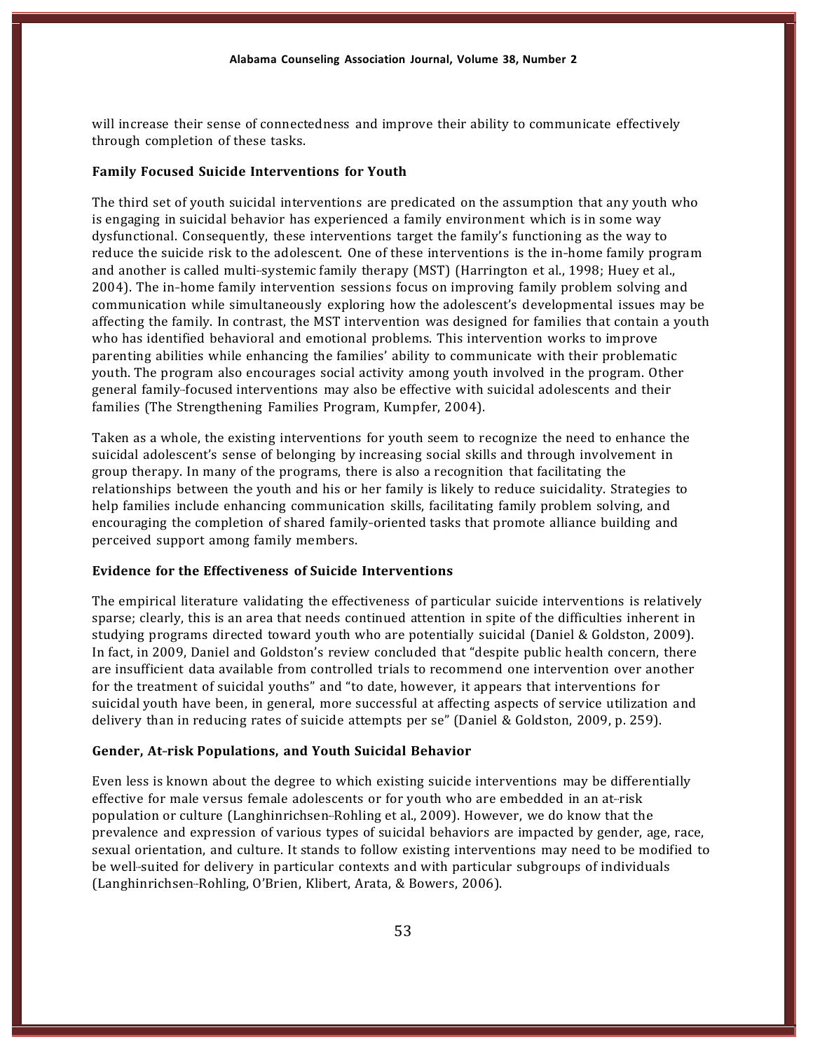will increase their sense of connectedness and improve their ability to communicate effectively through completion of these tasks.

### Family Focused Suicide Interventions for Youth

The third set of youth suicidal interventions are predicated on the assumption that any youth who is engaging in suicidal behavior has experienced a family environment which is in some way dysfunctional. Consequently, these interventions target the family's functioning as the way to reduce the suicide risk to the adolescent. One of these interventions is the in-home family program and another is called multi-systemic family therapy (MST) (Harrington et al., 1998; Huey et al., 2004). The in-home family intervention sessions focus on improving family problem solving and communication while simultaneously exploring how the adolescent's developmental issues may be affecting the family. In contrast, the MST intervention was designed for families that contain a youth who has identified behavioral and emotional problems. This intervention works to improve parenting abilities while enhancing the families' ability to communicate with their problematic youth. The program also encourages social activity among youth involved in the program. Other general family-focused interventions may also be effective with suicidal adolescents and their families (The Strengthening Families Program, Kumpfer, 2004).

Taken as a whole, the existing interventions for youth seem to recognize the need to enhance the suicidal adolescent's sense of belonging by increasing social skills and through involvement in group therapy. In many of the programs, there is also a recognition that facilitating the relationships between the youth and his or her family is likely to reduce suicidality. Strategies to help families include enhancing communication skills, facilitating family problem solving, and encouraging the completion of shared family-oriented tasks that promote alliance building and perceived support among family members.

### Evidence for the Effectiveness of Suicide Interventions

The empirical literature validating the effectiveness of particular suicide interventions is relatively sparse; clearly, this is an area that needs continued attention in spite of the difficulties inherent in studying programs directed toward youth who are potentially suicidal (Daniel & Goldston, 2009). In fact, in 2009, Daniel and Goldston's review concluded that "despite public health concern, there are insufficient data available from controlled trials to recommend one intervention over another for the treatment of suicidal youths" and "to date, however, it appears that interventions for suicidal youth have been, in general, more successful at affecting aspects of service utilization and delivery than in reducing rates of suicide attempts per se" (Daniel & Goldston, 2009, p. 259).

### Gender, At-risk Populations, and Youth Suicidal Behavior

Even less is known about the degree to which existing suicide interventions may be differentially effective for male versus female adolescents or for youth who are embedded in an at-risk population or culture (Langhinrichsen-Rohling et al., 2009). However, we do know that the prevalence and expression of various types of suicidal behaviors are impacted by gender, age, race, sexual orientation, and culture. It stands to follow existing interventions may need to be modified to be well-suited for delivery in particular contexts and with particular subgroups of individuals (Langhinrichsen-Rohling, O'Brien, Klibert, Arata, & Bowers, 2006).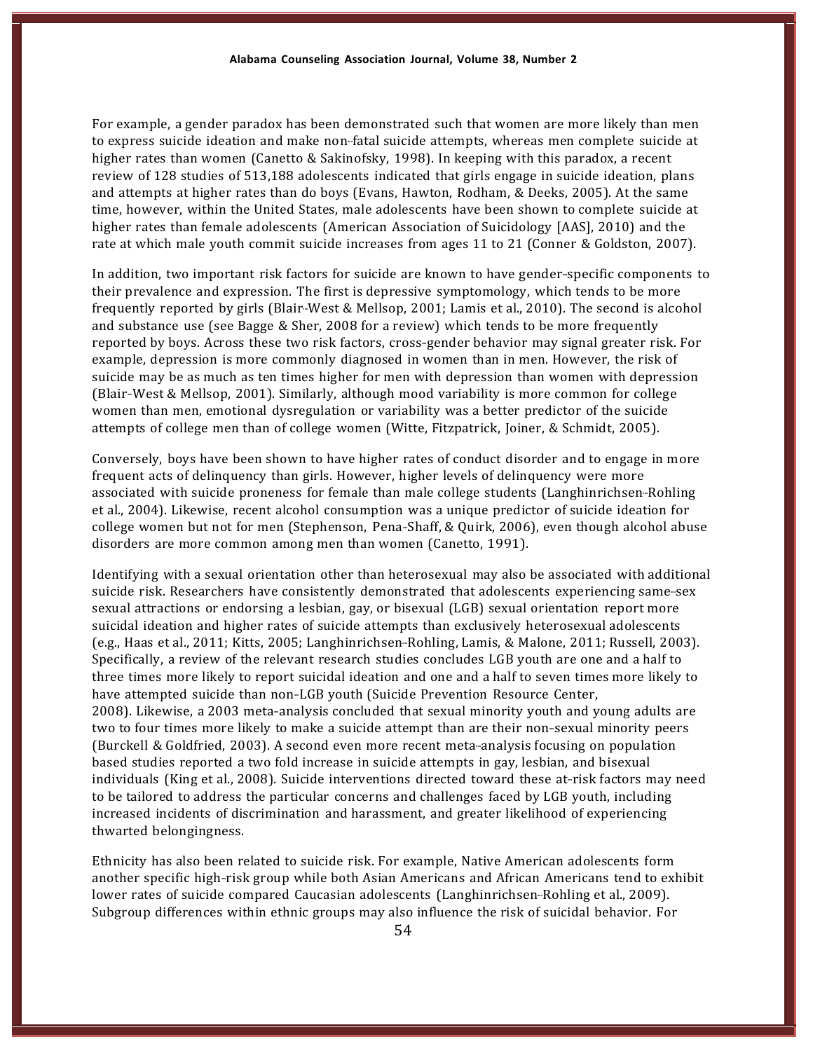For example, a gender paradox has been demonstrated such that women are more likely than men to express suicide ideation and make non-fatal suicide attempts, whereas men complete suicide at higher rates than women (Canetto & Sakinofsky, 1998). In keeping with this paradox, a recent review of 128 studies of 513,188 adolescents indicated that girls engage in suicide ideation, plans and attempts at higher rates than do boys (Evans, Hawton, Rodham, & Deeks, 2005). At the same time, however, within the United States, male adolescents have been shown to complete suicide at higher rates than female adolescents (American Association of Suicidology [AAS], 2010) and the rate at which male youth commit suicide increases from ages 11 to 21 (Conner & Goldston, 2007).

In addition, two important risk factors for suicide are known to have gender-specific components to their prevalence and expression. The first is depressive symptomology, which tends to be more frequently reported by girls (Blair-West & Mellsop, 2001; Lamis et al., 2010). The second is alcohol and substance use (see Bagge & Sher, 2008 for a review) which tends to be more frequently reported by boys. Across these two risk factors, cross-gender behavior may signal greater risk. For example, depression is more commonly diagnosed in women than in men. However, the risk of suicide may be as much as ten times higher for men with depression than women with depression (Blair-West & Mellsop, 2001). Similarly, although mood variability is more common for college women than men, emotional dysregulation or variability was a better predictor of the suicide attempts of college men than of college women (Witte, Fitzpatrick, Joiner, & Schmidt, 2005).

Conversely, boys have been shown to have higher rates of conduct disorder and to engage in more frequent acts of delinquency than girls. However, higher levels of delinquency were more associated with suicide proneness for female than male college students (Langhinrichsen-Rohling et al., 2004). Likewise, recent alcohol consumption was a unique predictor of suicide ideation for college women but not for men (Stephenson, Pena-Shaff, & Quirk, 2006), even though alcohol abuse disorders are more common among men than women (Canetto, 1991).

Identifying with a sexual orientation other than heterosexual may also be associated with additional suicide risk. Researchers have consistently demonstrated that adolescents experiencing same-sex sexual attractions or endorsing a lesbian, gay, or bisexual (LGB) sexual orientation report more suicidal ideation and higher rates of suicide attempts than exclusively heterosexual adolescents (e.g., Haas et al., 2011; Kitts, 2005; Langhinrichsen-Rohling, Lamis, & Malone, 2011; Russell, 2003). Specifically, a review of the relevant research studies concludes LGB youth are one and a half to three times more likely to report suicidal ideation and one and a half to seven times more likely to have attempted suicide than non-LGB youth (Suicide Prevention Resource Center, 2008). Likewise, a 2003 meta-analysis concluded that sexual minority youth and young adults are two to four times more likely to make a suicide attempt than are their non-sexual minority peers (Burckell & Goldfried, 2003). A second even more recent meta-analysis focusing on population based studies reported a two fold increase in suicide attempts in gay, lesbian, and bisexual individuals (King et al., 2008). Suicide interventions directed toward these at-risk factors may need to be tailored to address the particular concerns and challenges faced by LGB youth, including increased incidents of discrimination and harassment, and greater likelihood of experiencing thwarted belongingness.

Ethnicity has also been related to suicide risk. For example, Native American adolescents form another specific high-risk group while both Asian Americans and African Americans tend to exhibit lower rates of suicide compared Caucasian adolescents (Langhinrichsen-Rohling et al., 2009). Subgroup differences within ethnic groups may also influence the risk of suicidal behavior. For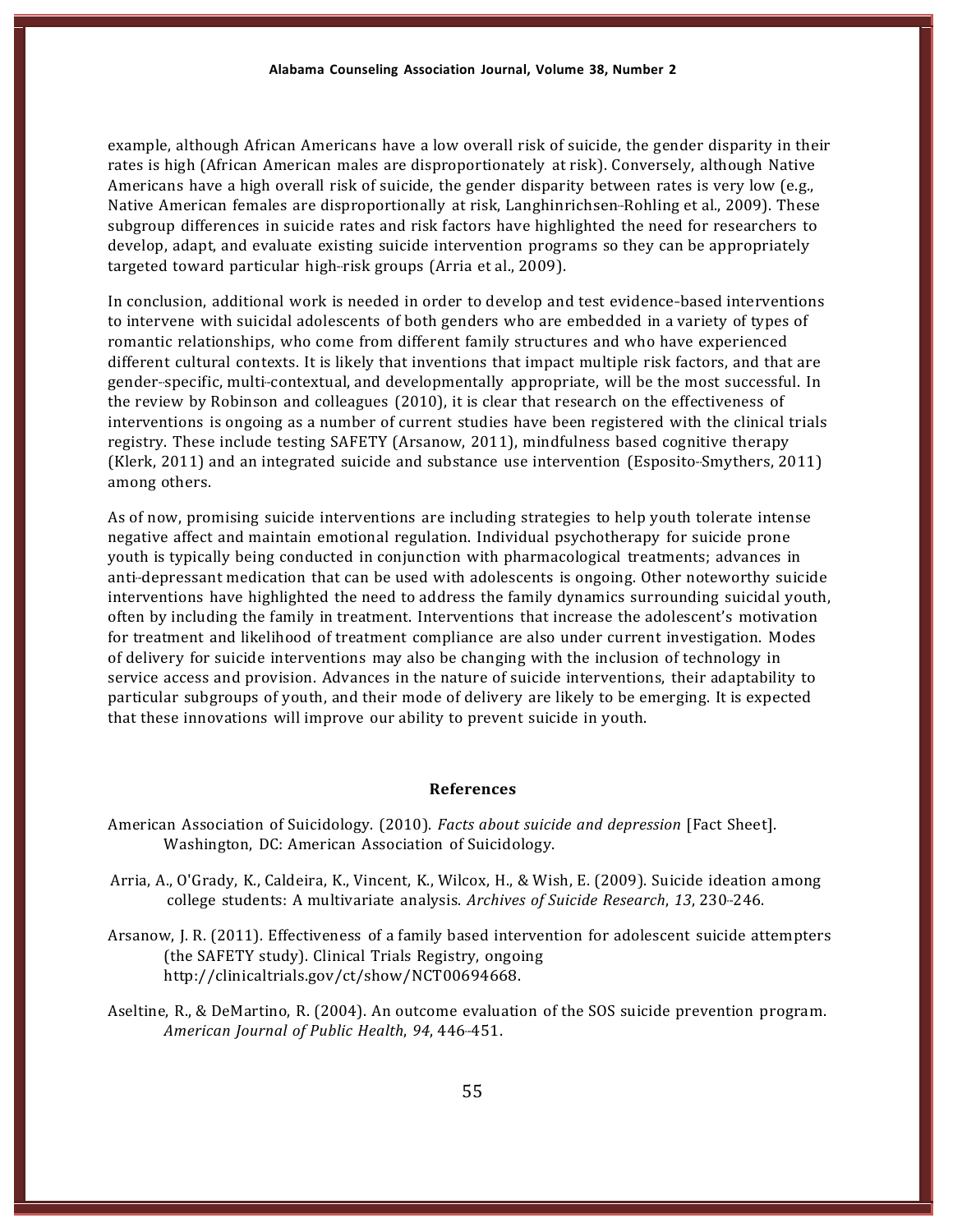example, although African Americans have a low overall risk of suicide, the gender disparity in their rates is high (African American males are disproportionately at risk). Conversely, although Native Americans have a high overall risk of suicide, the gender disparity between rates is very low (e.g., Native American females are disproportionally at risk, Langhinrichsen-Rohling et al., 2009). These subgroup differences in suicide rates and risk factors have highlighted the need for researchers to develop, adapt, and evaluate existing suicide intervention programs so they can be appropriately targeted toward particular high-risk groups (Arria et al., 2009).

In conclusion, additional work is needed in order to develop and test evidence-based interventions to intervene with suicidal adolescents of both genders who are embedded in a variety of types of romantic relationships, who come from different family structures and who have experienced different cultural contexts. It is likely that inventions that impact multiple risk factors, and that are gender-specific, multi-contextual, and developmentally appropriate, will be the most successful. In the review by Robinson and colleagues (2010), it is clear that research on the effectiveness of interventions is ongoing as a number of current studies have been registered with the clinical trials registry. These include testing SAFETY (Arsanow, 2011), mindfulness based cognitive therapy (Klerk, 2011) and an integrated suicide and substance use intervention (Esposito-Smythers, 2011) among others.

As of now, promising suicide interventions are including strategies to help youth tolerate intense negative affect and maintain emotional regulation. Individual psychotherapy for suicide prone youth is typically being conducted in conjunction with pharmacological treatments; advances in anti-depressant medication that can be used with adolescents is ongoing. Other noteworthy suicide interventions have highlighted the need to address the family dynamics surrounding suicidal youth, often by including the family in treatment. Interventions that increase the adolescent's motivation for treatment and likelihood of treatment compliance are also under current investigation. Modes of delivery for suicide interventions may also be changing with the inclusion of technology in service access and provision. Advances in the nature of suicide interventions, their adaptability to particular subgroups of youth, and their mode of delivery are likely to be emerging. It is expected that these innovations will improve our ability to prevent suicide in youth.

## References

American Association of Suicidology. (2010). *Facts about suicide and depression* [Fact Sheet]. Washington, DC: American Association of Suicidology.

Arria, A., O'Grady, K., Caldeira, K., Vincent, K., Wilcox, H., & Wish, E. (2009). Suicide ideation among college students: A multivariate analysis. *Archives of Suicide Research*, *13*, 230-246.

Arsanow, J. R. (2011). Effectiveness of a family based intervention for adolescent suicide attempters (the SAFETY study). Clinical Trials Registry, ongoing http://clinicaltrials.gov/ct/show/NCT00694668.

Aseltine, R., & DeMartino, R. (2004). An outcome evaluation of the SOS suicide prevention program. *American Journal of Public Health*, *94*, 446-451.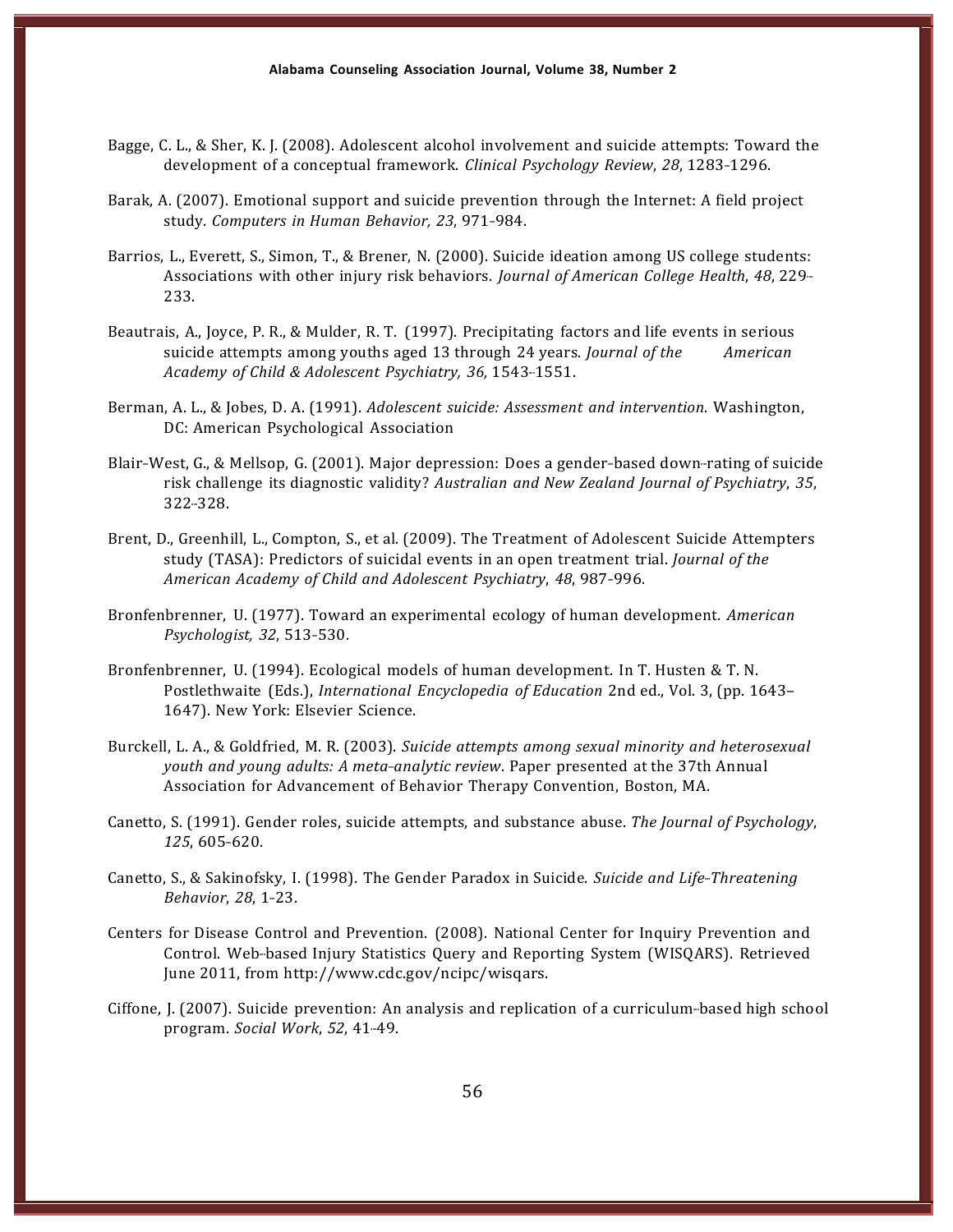Bagge, C. L., & Sher, K. J. (2008). Adolescent alcohol involvement and suicide attempts: Toward the development of a conceptual framework. *Clinical Psychology Review*, *28*, 1283-1296.

Barak, A. (2007). Emotional support and suicide prevention through the Internet: A field project study. *Computers in Human Behavior, 23*, 971-984.

Barrios, L., Everett, S., Simon, T., & Brener, N. (2000). Suicide ideation among US college students: Associations with other injury risk behaviors. *Journal of American College Health*, *48*, 229-233.

Beautrais, A., Joyce, P. R., & Mulder, R. T. (1997). Precipitating factors and life events in serious suicide attempts among youths aged 13 through 24 years. *Journal of the American Academy of Child & Adolescent Psychiatry, 36,* 1543-1551.

Berman, A. L., & Jobes, D. A. (1991). *Adolescent suicide: Assessment and intervention*. Washington, DC: American Psychological Association

Blair-West, G., & Mellsop, G. (2001). Major depression: Does a gender-based down-rating of suicide risk challenge its diagnostic validity? *Australian and New Zealand Journal of Psychiatry*, *35*, 322-328.

Brent, D., Greenhill, L., Compton, S., et al. (2009). The Treatment of Adolescent Suicide Attempters study (TASA): Predictors of suicidal events in an open treatment trial. *Journal of the American Academy of Child and Adolescent Psychiatry*, *48*, 987-996.

Bronfenbrenner, U. (1977). Toward an experimental ecology of human development. *American Psychologist, 32*, 513-530.

Bronfenbrenner, U. (1994). Ecological models of human development. In T. Husten & T. N. Postlethwaite (Eds.), *International Encyclopedia of Education* 2nd ed., Vol. 3, (pp. 1643–1647). New York: Elsevier Science.

Burckell, L. A., & Goldfried, M. R. (2003). *Suicide attempts among sexual minority and heterosexual youth and young adults: A meta-analytic review*. Paper presented at the 37th Annual Association for Advancement of Behavior Therapy Convention, Boston, MA.

Canetto, S. (1991). Gender roles, suicide attempts, and substance abuse. *The Journal of Psychology*, *125*, 605-620.

Canetto, S., & Sakinofsky, I. (1998). The Gender Paradox in Suicide. *Suicide and Life-Threatening Behavior*, *28*, 1-23.

Centers for Disease Control and Prevention. (2008). National Center for Inquiry Prevention and Control. Web-based Injury Statistics Query and Reporting System (WISQARS). Retrieved June 2011, from http://www.cdc.gov/ncipc/wisqars.

Ciffone, J. (2007). Suicide prevention: An analysis and replication of a curriculum-based high school program. *Social Work*, *52*, 41-49.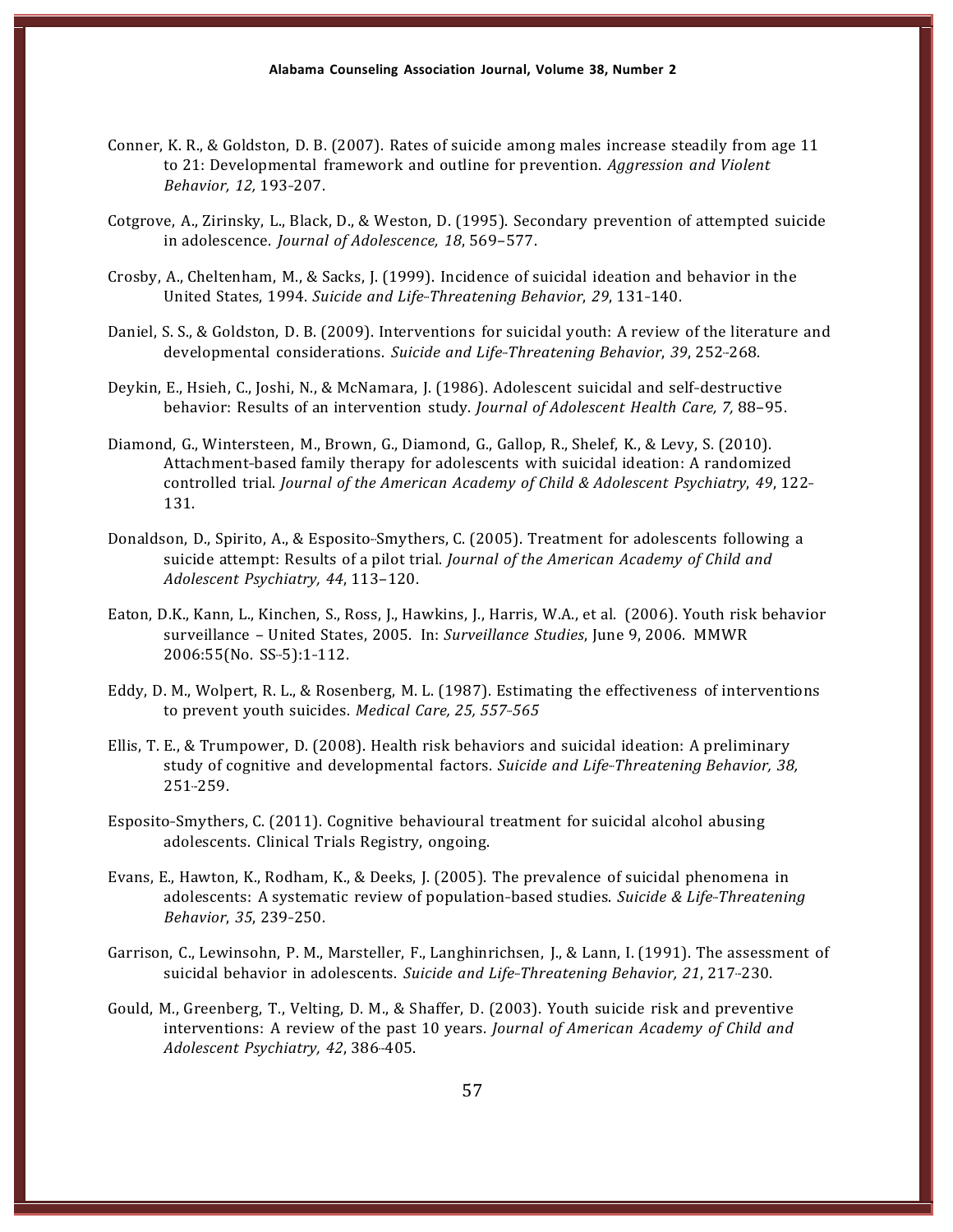Conner, K. R., & Goldston, D. B. (2007). Rates of suicide among males increase steadily from age 11 to 21: Developmental framework and outline for prevention. *Aggression and Violent Behavior, 12,* 193-207.

Cotgrove, A., Zirinsky, L., Black, D., & Weston, D. (1995). Secondary prevention of attempted suicide in adolescence. *Journal of Adolescence, 18*, 569–577.

Crosby, A., Cheltenham, M., & Sacks, J. (1999). Incidence of suicidal ideation and behavior in the United States, 1994. *Suicide and Life-Threatening Behavior*, *29*, 131-140.

Daniel, S. S., & Goldston, D. B. (2009). Interventions for suicidal youth: A review of the literature and developmental considerations. *Suicide and Life-Threatening Behavior*, *39*, 252-268.

Deykin, E., Hsieh, C., Joshi, N., & McNamara, J. (1986). Adolescent suicidal and self-destructive behavior: Results of an intervention study. *Journal of Adolescent Health Care, 7,* 88–95.

Diamond, G., Wintersteen, M., Brown, G., Diamond, G., Gallop, R., Shelef, K., & Levy, S. (2010). Attachment-based family therapy for adolescents with suicidal ideation: A randomized controlled trial. *Journal of the American Academy of Child & Adolescent Psychiatry*, *49*, 122-131.

Donaldson, D., Spirito, A., & Esposito-Smythers, C. (2005). Treatment for adolescents following a suicide attempt: Results of a pilot trial. *Journal of the American Academy of Child and Adolescent Psychiatry, 44*, 113–120.

Eaton, D.K., Kann, L., Kinchen, S., Ross, J., Hawkins, J., Harris, W.A., et al. (2006). Youth risk behavior surveillance – United States, 2005. In: *Surveillance Studies*, June 9, 2006. MMWR 2006:55(No. SS-5):1-112.

Eddy, D. M., Wolpert, R. L., & Rosenberg, M. L. (1987). Estimating the effectiveness of interventions to prevent youth suicides. *Medical Care, 25, 557-565*

Ellis, T. E., & Trumpower, D. (2008). Health risk behaviors and suicidal ideation: A preliminary study of cognitive and developmental factors. *Suicide and Life-Threatening Behavior, 38,* 251-259.

Esposito-Smythers, C. (2011). Cognitive behavioural treatment for suicidal alcohol abusing adolescents. Clinical Trials Registry, ongoing.

Evans, E., Hawton, K., Rodham, K., & Deeks, J. (2005). The prevalence of suicidal phenomena in adolescents: A systematic review of population-based studies. *Suicide & Life-Threatening Behavior*, *35*, 239-250.

Garrison, C., Lewinsohn, P. M., Marsteller, F., Langhinrichsen, J., & Lann, I. (1991). The assessment of suicidal behavior in adolescents. *Suicide and Life-Threatening Behavior, 21*, 217-230.

Gould, M., Greenberg, T., Velting, D. M., & Shaffer, D. (2003). Youth suicide risk and preventive interventions: A review of the past 10 years. *Journal of American Academy of Child and Adolescent Psychiatry, 42*, 386-405.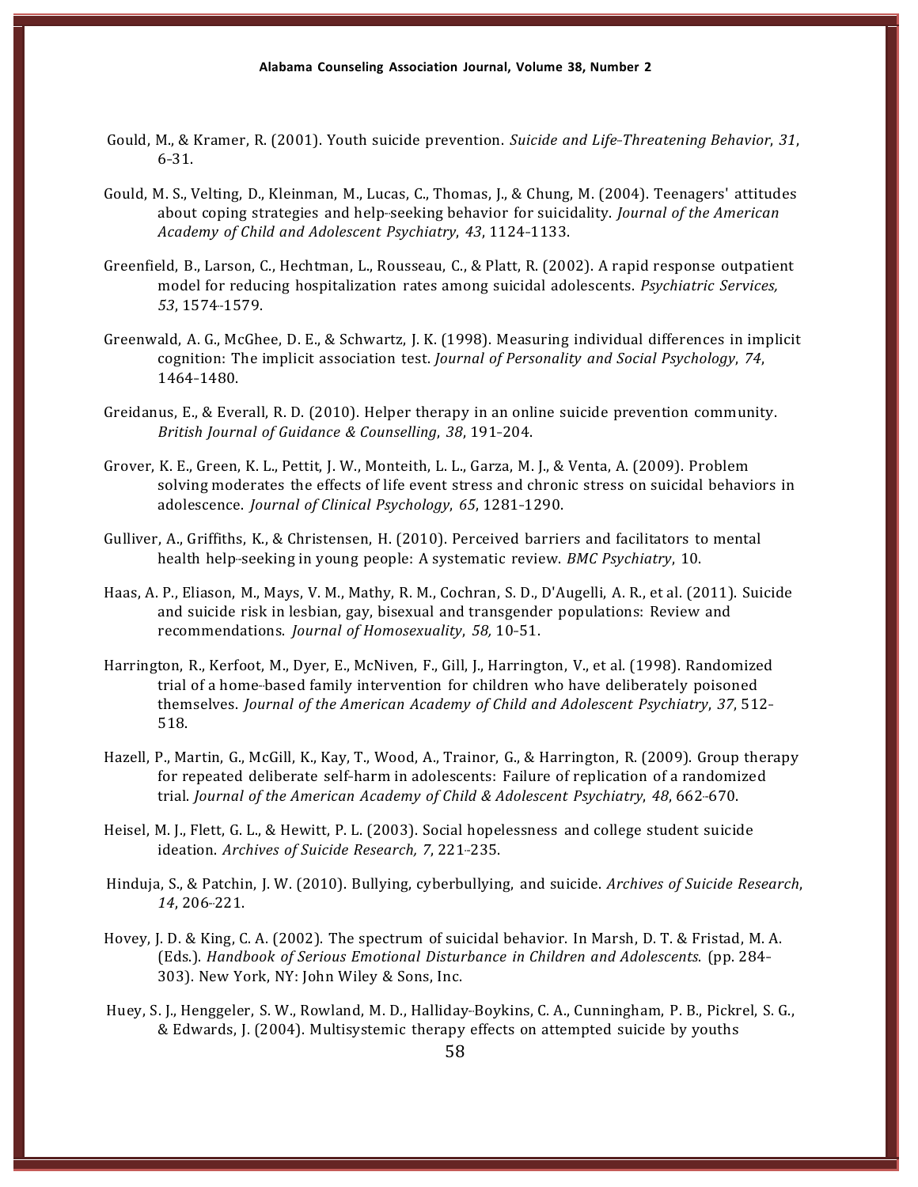Gould, M., & Kramer, R. (2001). Youth suicide prevention. *Suicide and Life-Threatening Behavior*, *31*, 6-31.

Gould, M. S., Velting, D., Kleinman, M., Lucas, C., Thomas, J., & Chung, M. (2004). Teenagers' attitudes about coping strategies and help-seeking behavior for suicidality. *Journal of the American Academy of Child and Adolescent Psychiatry*, *43*, 1124-1133.

Greenfield, B., Larson, C., Hechtman, L., Rousseau, C., & Platt, R. (2002). A rapid response outpatient model for reducing hospitalization rates among suicidal adolescents. *Psychiatric Services, 53*, 1574-1579.

Greenwald, A. G., McGhee, D. E., & Schwartz, J. K. (1998). Measuring individual differences in implicit cognition: The implicit association test. *Journal of Personality and Social Psychology*, *74*, 1464-1480.

Greidanus, E., & Everall, R. D. (2010). Helper therapy in an online suicide prevention community. *British Journal of Guidance & Counselling*, *38*, 191-204.

Grover, K. E., Green, K. L., Pettit, J. W., Monteith, L. L., Garza, M. J., & Venta, A. (2009). Problem solving moderates the effects of life event stress and chronic stress on suicidal behaviors in adolescence. *Journal of Clinical Psychology*, *65*, 1281-1290.

Gulliver, A., Griffiths, K., & Christensen, H. (2010). Perceived barriers and facilitators to mental health help-seeking in young people: A systematic review. *BMC Psychiatry*, 10.

Haas, A. P., Eliason, M., Mays, V. M., Mathy, R. M., Cochran, S. D., D'Augelli, A. R., et al. (2011). Suicide and suicide risk in lesbian, gay, bisexual and transgender populations: Review and recommendations. *Journal of Homosexuality*, *58,* 10-51.

Harrington, R., Kerfoot, M., Dyer, E., McNiven, F., Gill, J., Harrington, V., et al. (1998). Randomized trial of a home-based family intervention for children who have deliberately poisoned themselves. *Journal of the American Academy of Child and Adolescent Psychiatry*, *37*, 512-518.

Hazell, P., Martin, G., McGill, K., Kay, T., Wood, A., Trainor, G., & Harrington, R. (2009). Group therapy for repeated deliberate self-harm in adolescents: Failure of replication of a randomized trial. *Journal of the American Academy of Child & Adolescent Psychiatry*, *48*, 662-670.

Heisel, M. J., Flett, G. L., & Hewitt, P. L. (2003). Social hopelessness and college student suicide ideation. *Archives of Suicide Research, 7*, 221-235.

Hinduja, S., & Patchin, J. W. (2010). Bullying, cyberbullying, and suicide. *Archives of Suicide Research*, *14*, 206-221.

Hovey, J. D. & King, C. A. (2002). The spectrum of suicidal behavior. In Marsh, D. T. & Fristad, M. A. (Eds.). *Handbook of Serious Emotional Disturbance in Children and Adolescents*. (pp. 284-303). New York, NY: John Wiley & Sons, Inc.

Huey, S. J., Henggeler, S. W., Rowland, M. D., Halliday-Boykins, C. A., Cunningham, P. B., Pickrel, S. G., & Edwards, J. (2004). Multisystemic therapy effects on attempted suicide by youths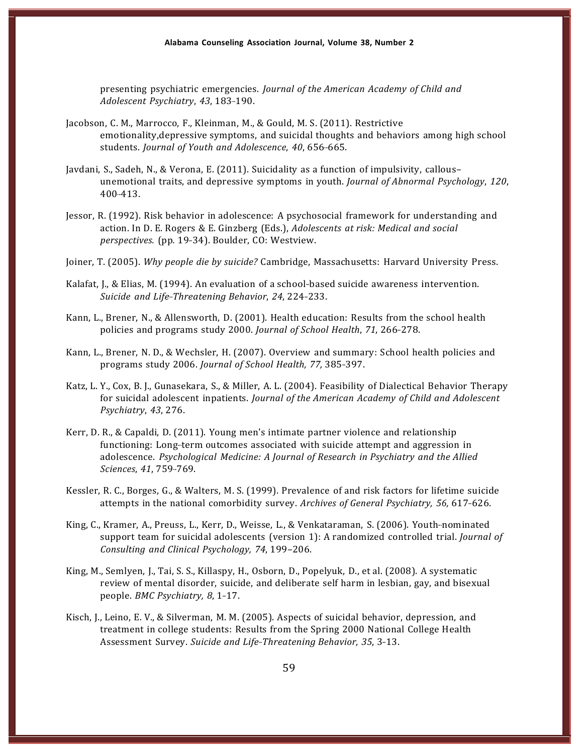presenting psychiatric emergencies. *Journal of the American Academy of Child and Adolescent Psychiatry*, *43*, 183-190.

Jacobson, C. M., Marrocco, F., Kleinman, M., & Gould, M. S. (2011). Restrictive emotionality,depressive symptoms, and suicidal thoughts and behaviors among high school students. *Journal of Youth and Adolescence*, *40*, 656-665.

Javdani, S., Sadeh, N., & Verona, E. (2011). Suicidality as a function of impulsivity, callous–unemotional traits, and depressive symptoms in youth. *Journal of Abnormal Psychology*, *120*, 400-413.

Jessor, R. (1992). Risk behavior in adolescence: A psychosocial framework for understanding and action. In D. E. Rogers & E. Ginzberg (Eds.), *Adolescents at risk: Medical and social perspectives.* (pp. 19-34). Boulder, CO: Westview.

Joiner, T. (2005). *Why people die by suicide?* Cambridge, Massachusetts: Harvard University Press.

Kalafat, J., & Elias, M. (1994). An evaluation of a school-based suicide awareness intervention. *Suicide and Life-Threatening Behavior*, *24*, 224-233.

Kann, L., Brener, N., & Allensworth, D. (2001). Health education: Results from the school health policies and programs study 2000. *Journal of School Health*, *71*, 266-278.

Kann, L., Brener, N. D., & Wechsler, H. (2007). Overview and summary: School health policies and programs study 2006. *Journal of School Health, 77,* 385-397.

Katz, L. Y., Cox, B. J., Gunasekara, S., & Miller, A. L. (2004). Feasibility of Dialectical Behavior Therapy for suicidal adolescent inpatients. *Journal of the American Academy of Child and Adolescent Psychiatry*, *43*, 276.

Kerr, D. R., & Capaldi, D. (2011). Young men's intimate partner violence and relationship functioning: Long-term outcomes associated with suicide attempt and aggression in adolescence. *Psychological Medicine: A Journal of Research in Psychiatry and the Allied Sciences*, *41*, 759-769.

Kessler, R. C., Borges, G., & Walters, M. S. (1999). Prevalence of and risk factors for lifetime suicide attempts in the national comorbidity survey. *Archives of General Psychiatry, 56,* 617-626.

King, C., Kramer, A., Preuss, L., Kerr, D., Weisse, L., & Venkataraman, S. (2006). Youth-nominated support team for suicidal adolescents (version 1): A randomized controlled trial. *Journal of Consulting and Clinical Psychology, 74*, 199–206.

King, M., Semlyen, J., Tai, S. S., Killaspy, H., Osborn, D., Popelyuk, D., et al. (2008). A systematic review of mental disorder, suicide, and deliberate self harm in lesbian, gay, and bisexual people. *BMC Psychiatry, 8*, 1-17.

Kisch, J., Leino, E. V., & Silverman, M. M. (2005). Aspects of suicidal behavior, depression, and treatment in college students: Results from the Spring 2000 National College Health Assessment Survey. *Suicide and Life-Threatening Behavior, 35*, 3-13.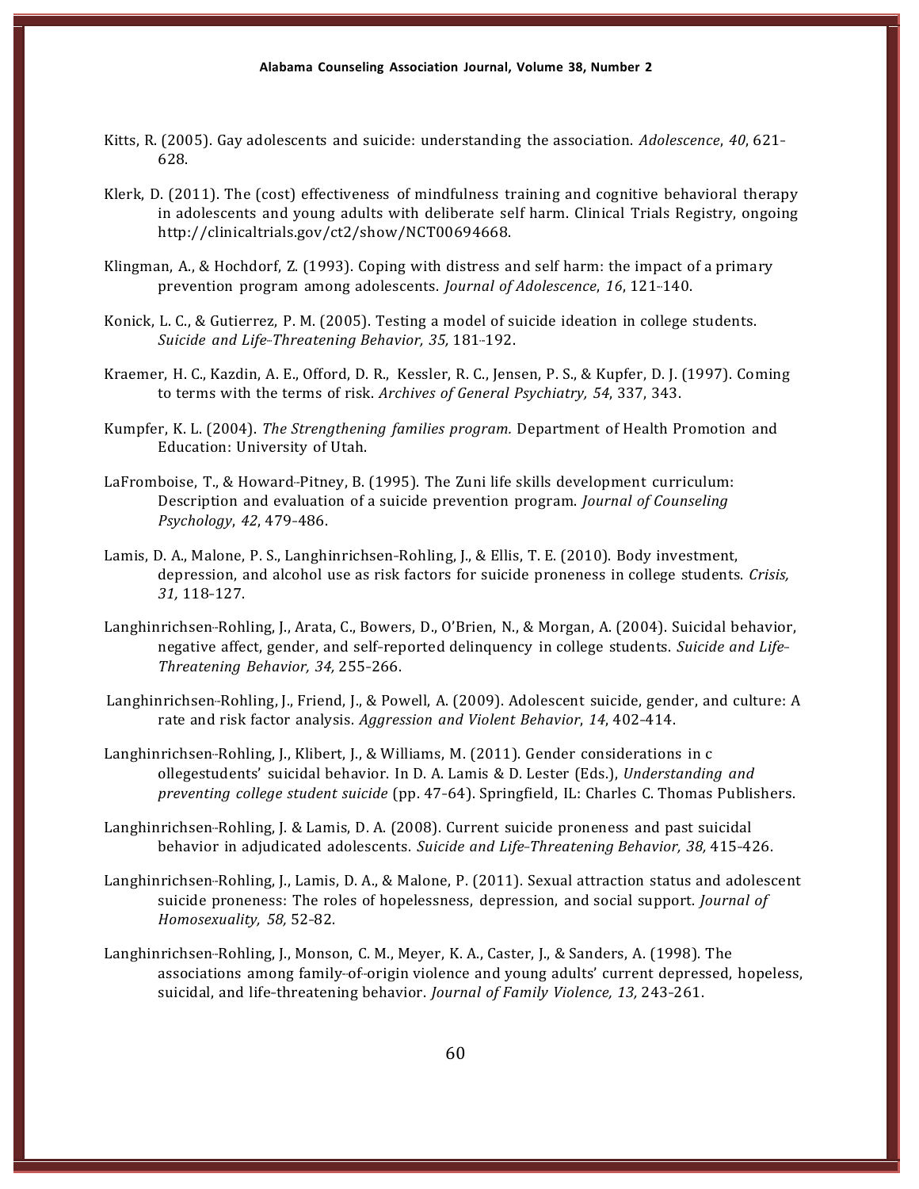Kitts, R. (2005). Gay adolescents and suicide: understanding the association. *Adolescence*, *40*, 621-628.

Klerk, D. (2011). The (cost) effectiveness of mindfulness training and cognitive behavioral therapy in adolescents and young adults with deliberate self harm. Clinical Trials Registry, ongoing http://clinicaltrials.gov/ct2/show/NCT00694668.

Klingman, A., & Hochdorf, Z. (1993). Coping with distress and self harm: the impact of a primary prevention program among adolescents. *Journal of Adolescence*, *16*, 121-140.

Konick, L. C., & Gutierrez, P. M. (2005). Testing a model of suicide ideation in college students. *Suicide and Life-Threatening Behavior, 35,* 181-192.

Kraemer, H. C., Kazdin, A. E., Offord, D. R., Kessler, R. C., Jensen, P. S., & Kupfer, D. J. (1997). Coming to terms with the terms of risk. *Archives of General Psychiatry, 54*, 337, 343.

Kumpfer, K. L. (2004). *The Strengthening families program.* Department of Health Promotion and Education: University of Utah.

LaFromboise, T., & Howard-Pitney, B. (1995). The Zuni life skills development curriculum: Description and evaluation of a suicide prevention program. *Journal of Counseling Psychology*, *42*, 479-486.

Lamis, D. A., Malone, P. S., Langhinrichsen-Rohling, J., & Ellis, T. E. (2010). Body investment, depression, and alcohol use as risk factors for suicide proneness in college students. *Crisis, 31,* 118-127.

Langhinrichsen-Rohling, J., Arata, C., Bowers, D., O'Brien, N., & Morgan, A. (2004). Suicidal behavior, negative affect, gender, and self-reported delinquency in college students. *Suicide and Life-Threatening Behavior, 34,* 255-266.

Langhinrichsen-Rohling, J., Friend, J., & Powell, A. (2009). Adolescent suicide, gender, and culture: A rate and risk factor analysis. *Aggression and Violent Behavior*, *14*, 402-414.

Langhinrichsen-Rohling, J., Klibert, J., & Williams, M. (2011). Gender considerations in c ollegestudents' suicidal behavior. In D. A. Lamis & D. Lester (Eds.), *Understanding and preventing college student suicide* (pp. 47-64). Springfield, IL: Charles C. Thomas Publishers.

Langhinrichsen-Rohling, J. & Lamis, D. A. (2008). Current suicide proneness and past suicidal behavior in adjudicated adolescents. *Suicide and Life-Threatening Behavior, 38,* 415-426.

Langhinrichsen-Rohling, J., Lamis, D. A., & Malone, P. (2011). Sexual attraction status and adolescent suicide proneness: The roles of hopelessness, depression, and social support. *Journal of Homosexuality, 58,* 52-82.

Langhinrichsen-Rohling, J., Monson, C. M., Meyer, K. A., Caster, J., & Sanders, A. (1998). The associations among family-of-origin violence and young adults' current depressed, hopeless, suicidal, and life-threatening behavior. *Journal of Family Violence, 13,* 243-261.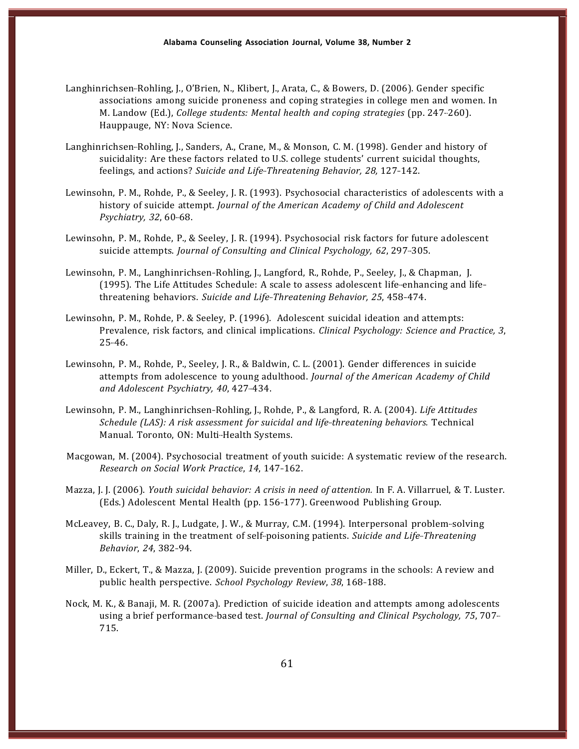Langhinrichsen-Rohling, J., O'Brien, N., Klibert, J., Arata, C., & Bowers, D. (2006). Gender specific associations among suicide proneness and coping strategies in college men and women. In M. Landow (Ed.), *College students: Mental health and coping strategies* (pp. 247-260). Hauppauge, NY: Nova Science.

Langhinrichsen-Rohling, J., Sanders, A., Crane, M., & Monson, C. M. (1998). Gender and history of suicidality: Are these factors related to U.S. college students' current suicidal thoughts, feelings, and actions? *Suicide and Life-Threatening Behavior, 28,* 127-142.

Lewinsohn, P. M., Rohde, P., & Seeley, J. R. (1993). Psychosocial characteristics of adolescents with a history of suicide attempt. *Journal of the American Academy of Child and Adolescent Psychiatry, 32*, 60-68.

Lewinsohn, P. M., Rohde, P., & Seeley, J. R. (1994). Psychosocial risk factors for future adolescent suicide attempts. *Journal of Consulting and Clinical Psychology, 62*, 297-305.

Lewinsohn, P. M., Langhinrichsen-Rohling, J., Langford, R., Rohde, P., Seeley, J., & Chapman, J. (1995). The Life Attitudes Schedule: A scale to assess adolescent life-enhancing and life-threatening behaviors. *Suicide and Life-Threatening Behavior, 25*, 458-474.

Lewinsohn, P. M., Rohde, P. & Seeley, P. (1996). Adolescent suicidal ideation and attempts: Prevalence, risk factors, and clinical implications. *Clinical Psychology: Science and Practice, 3*, 25-46.

Lewinsohn, P. M., Rohde, P., Seeley, J. R., & Baldwin, C. L. (2001). Gender differences in suicide attempts from adolescence to young adulthood. *Journal of the American Academy of Child and Adolescent Psychiatry, 40*, 427-434.

Lewinsohn, P. M., Langhinrichsen-Rohling, J., Rohde, P., & Langford, R. A. (2004). *Life Attitudes Schedule (LAS): A risk assessment for suicidal and life-threatening behaviors.* Technical Manual. Toronto, ON: Multi-Health Systems.

Macgowan, M. (2004). Psychosocial treatment of youth suicide: A systematic review of the research. *Research on Social Work Practice*, *14*, 147-162.

Mazza, J. J. (2006). *Youth suicidal behavior: A crisis in need of attention.* In F. A. Villarruel, & T. Luster. (Eds.) Adolescent Mental Health (pp. 156-177). Greenwood Publishing Group.

McLeavey, B. C., Daly, R. J., Ludgate, J. W., & Murray, C.M. (1994). Interpersonal problem-solving skills training in the treatment of self-poisoning patients. *Suicide and Life-Threatening Behavior*, *24*, 382-94.

Miller, D., Eckert, T., & Mazza, J. (2009). Suicide prevention programs in the schools: A review and public health perspective. *School Psychology Review*, *38*, 168-188.

Nock, M. K., & Banaji, M. R. (2007a). Prediction of suicide ideation and attempts among adolescents using a brief performance-based test. *Journal of Consulting and Clinical Psychology, 75*, 707-715.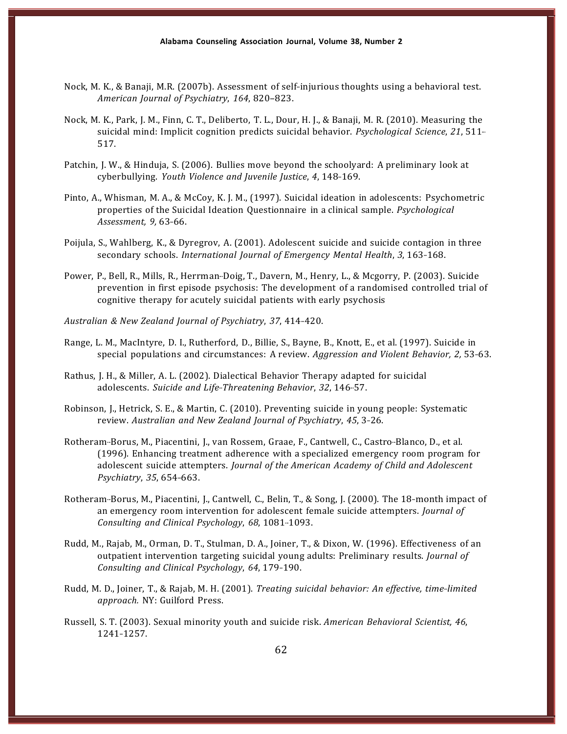Nock, M. K., & Banaji, M.R. (2007b). Assessment of self-injurious thoughts using a behavioral test. *American Journal of Psychiatry*, *164*, 820–823.

Nock, M. K., Park, J. M., Finn, C. T., Deliberto, T. L., Dour, H. J., & Banaji, M. R. (2010). Measuring the suicidal mind: Implicit cognition predicts suicidal behavior. *Psychological Science*, *21*, 511--517.

Patchin, J. W., & Hinduja, S. (2006). Bullies move beyond the schoolyard: A preliminary look at cyberbullying. *Youth Violence and Juvenile Justice*, *4*, 148-169.

Pinto, A., Whisman, M. A., & McCoy, K. J. M., (1997). Suicidal ideation in adolescents: Psychometric properties of the Suicidal Ideation Questionnaire in a clinical sample. *Psychological Assessment, 9,* 63-66.

Poijula, S., Wahlberg, K., & Dyregrov, A. (2001). Adolescent suicide and suicide contagion in three secondary schools. *International Journal of Emergency Mental Health*, *3*, 163-168.

Power, P., Bell, R., Mills, R., Herrman--Doig, T., Davern, M., Henry, L., & Mcgorry, P. (2003). Suicide prevention in first episode psychosis: The development of a randomised controlled trial of cognitive therapy for acutely suicidal patients with early psychosis

*Australian & New Zealand Journal of Psychiatry*, *37*, 414-420.

Range, L. M., MacIntyre, D. I., Rutherford, D., Billie, S., Bayne, B., Knott, E., et al. (1997). Suicide in special populations and circumstances: A review. *Aggression and Violent Behavior, 2,* 53-63.

Rathus, J. H., & Miller, A. L. (2002). Dialectical Behavior Therapy adapted for suicidal adolescents. *Suicide and Life--Threatening Behavior*, *32*, 146--57.

Robinson, J., Hetrick, S. E., & Martin, C. (2010). Preventing suicide in young people: Systematic review. *Australian and New Zealand Journal of Psychiatry*, *45*, 3-26.

Rotheram--Borus, M., Piacentini, J., van Rossem, Graae, F., Cantwell, C., Castro--Blanco, D., et al. (1996). Enhancing treatment adherence with a specialized emergency room program for adolescent suicide attempters. *Journal of the American Academy of Child and Adolescent Psychiatry*, *35*, 654-663.

Rotheram--Borus, M., Piacentini, J., Cantwell, C., Belin, T., & Song, J. (2000). The 18-month impact of an emergency room intervention for adolescent female suicide attempters. *Journal of Consulting and Clinical Psychology*, *68*, 1081--1093.

Rudd, M., Rajab, M., Orman, D. T., Stulman, D. A., Joiner, T., & Dixon, W. (1996). Effectiveness of an outpatient intervention targeting suicidal young adults: Preliminary results. *Journal of Consulting and Clinical Psychology*, *64*, 179-190.

Rudd, M. D., Joiner, T., & Rajab, M. H. (2001). *Treating suicidal behavior: An effective, time--limited approach.* NY: Guilford Press.

Russell, S. T. (2003). Sexual minority youth and suicide risk. *American Behavioral Scientist, 46*, 1241-1257.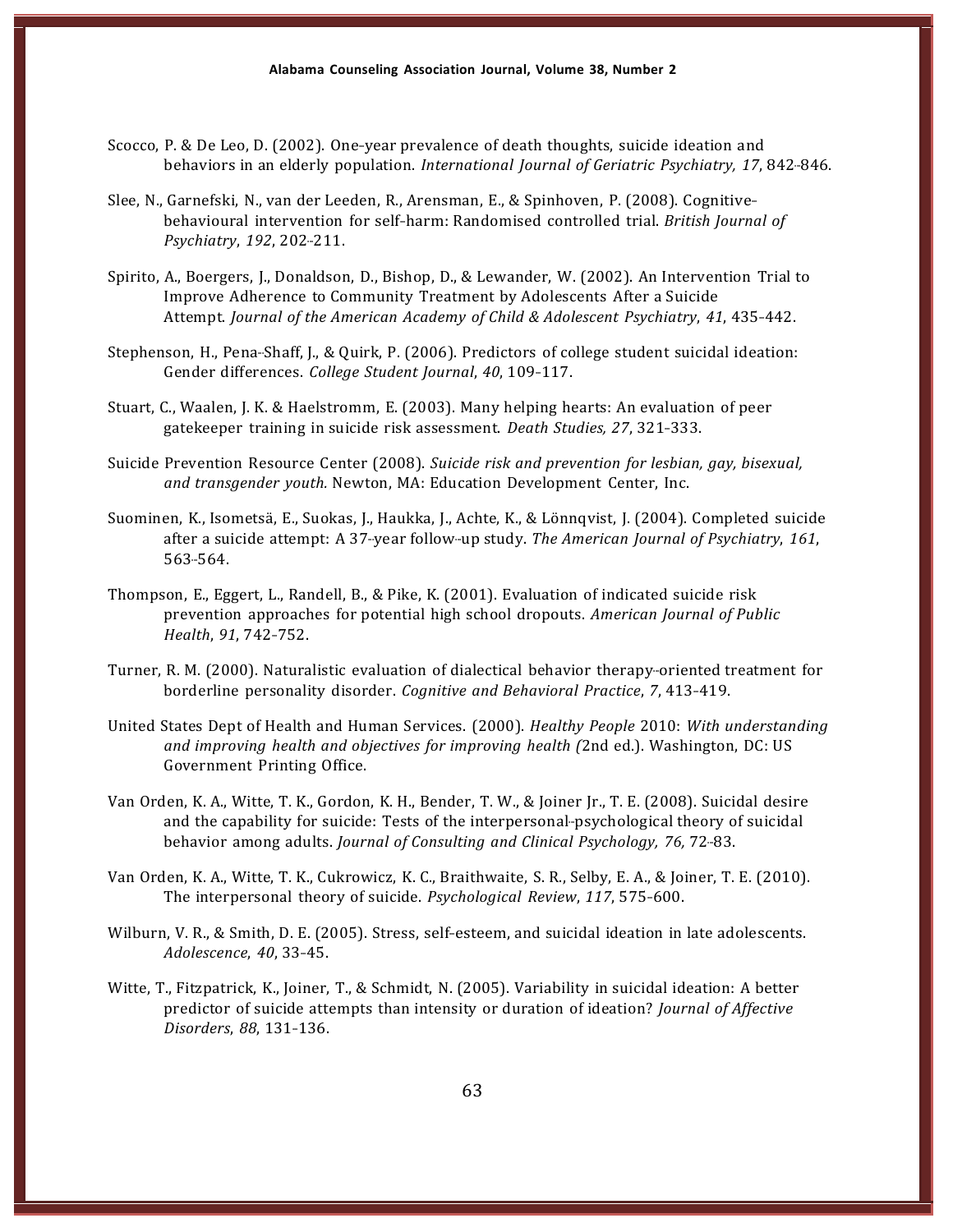Scocco, P. & De Leo, D. (2002). One-year prevalence of death thoughts, suicide ideation and behaviors in an elderly population. *International Journal of Geriatric Psychiatry, 17*, 842-846.

Slee, N., Garnefski, N., van der Leeden, R., Arensman, E., & Spinhoven, P. (2008). Cognitive-behavioural intervention for self-harm: Randomised controlled trial. *British Journal of Psychiatry*, *192*, 202-211.

Spirito, A., Boergers, J., Donaldson, D., Bishop, D., & Lewander, W. (2002). An Intervention Trial to Improve Adherence to Community Treatment by Adolescents After a Suicide Attempt. *Journal of the American Academy of Child & Adolescent Psychiatry*, *41*, 435-442.

Stephenson, H., Pena-Shaff, J., & Quirk, P. (2006). Predictors of college student suicidal ideation: Gender differences. *College Student Journal*, *40*, 109-117.

Stuart, C., Waalen, J. K. & Haelstromm, E. (2003). Many helping hearts: An evaluation of peer gatekeeper training in suicide risk assessment. *Death Studies, 27*, 321-333.

Suicide Prevention Resource Center (2008). *Suicide risk and prevention for lesbian, gay, bisexual, and transgender youth*. Newton, MA: Education Development Center, Inc.

Suominen, K., Isometsä, E., Suokas, J., Haukka, J., Achte, K., & Lönnqvist, J. (2004). Completed suicide after a suicide attempt: A 37-year follow-up study. *The American Journal of Psychiatry*, *161*, 563-564.

Thompson, E., Eggert, L., Randell, B., & Pike, K. (2001). Evaluation of indicated suicide risk prevention approaches for potential high school dropouts. *American Journal of Public Health*, *91*, 742-752.

Turner, R. M. (2000). Naturalistic evaluation of dialectical behavior therapy-oriented treatment for borderline personality disorder. *Cognitive and Behavioral Practice*, *7*, 413-419.

United States Dept of Health and Human Services. (2000). *Healthy People* 2010: *With understanding and improving health and objectives for improving health (*2nd ed.). Washington, DC: US Government Printing Office.

Van Orden, K. A., Witte, T. K., Gordon, K. H., Bender, T. W., & Joiner Jr., T. E. (2008). Suicidal desire and the capability for suicide: Tests of the interpersonal-psychological theory of suicidal behavior among adults. *Journal of Consulting and Clinical Psychology, 76,* 72-83.

Van Orden, K. A., Witte, T. K., Cukrowicz, K. C., Braithwaite, S. R., Selby, E. A., & Joiner, T. E. (2010). The interpersonal theory of suicide. *Psychological Review*, *117*, 575-600.

Wilburn, V. R., & Smith, D. E. (2005). Stress, self-esteem, and suicidal ideation in late adolescents. *Adolescence*, *40*, 33-45.

Witte, T., Fitzpatrick, K., Joiner, T., & Schmidt, N. (2005). Variability in suicidal ideation: A better predictor of suicide attempts than intensity or duration of ideation? *Journal of Affective Disorders*, *88*, 131-136.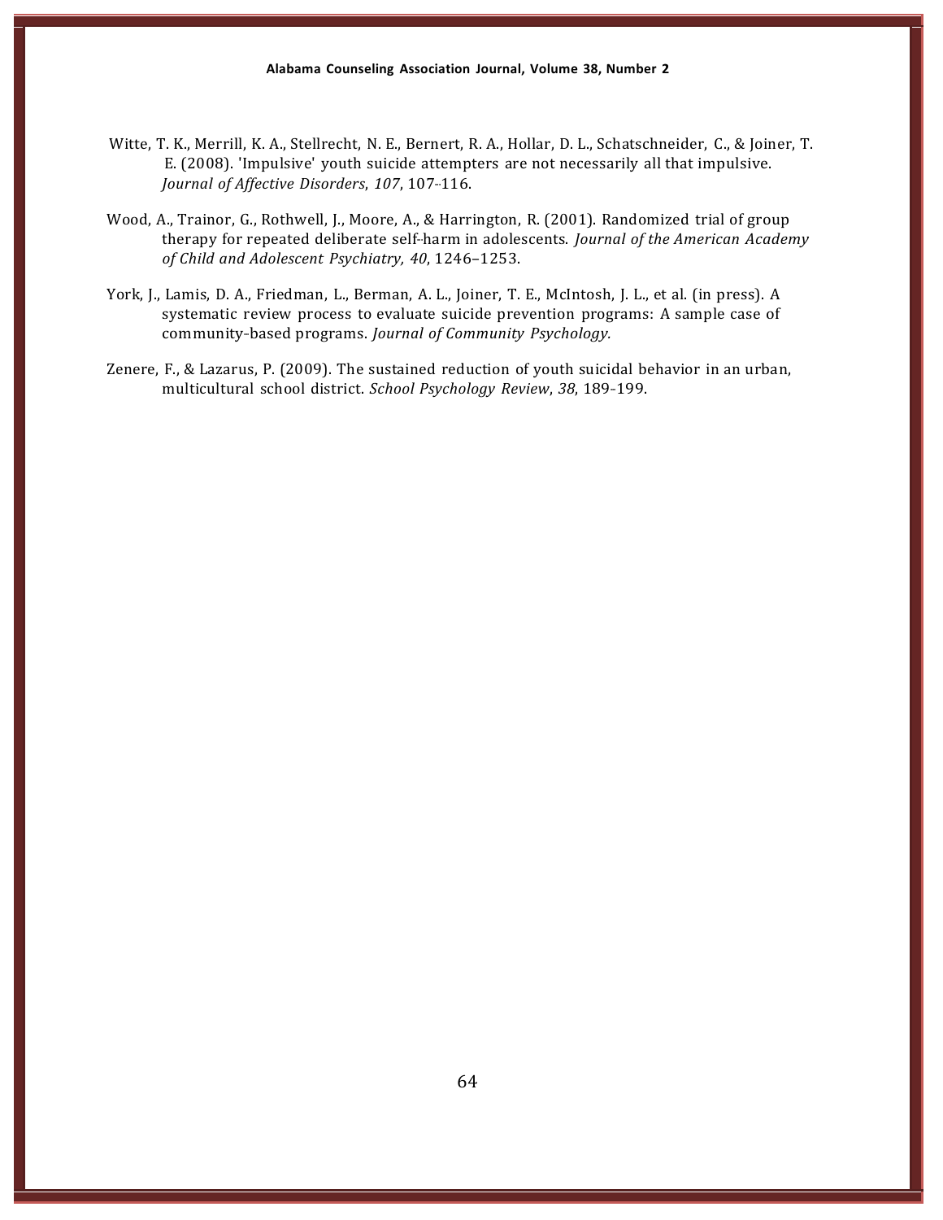Witte, T. K., Merrill, K. A., Stellrecht, N. E., Bernert, R. A., Hollar, D. L., Schatschneider, C., & Joiner, T. E. (2008). 'Impulsive' youth suicide attempters are not necessarily all that impulsive. *Journal of Affective Disorders*, *107*, 107-116.

Wood, A., Trainor, G., Rothwell, J., Moore, A., & Harrington, R. (2001). Randomized trial of group therapy for repeated deliberate self-harm in adolescents. *Journal of the American Academy of Child and Adolescent Psychiatry, 40*, 1246–1253.

York, J., Lamis, D. A., Friedman, L., Berman, A. L., Joiner, T. E., McIntosh, J. L., et al. (in press). A systematic review process to evaluate suicide prevention programs: A sample case of community-based programs. *Journal of Community Psychology*.

Zenere, F., & Lazarus, P. (2009). The sustained reduction of youth suicidal behavior in an urban, multicultural school district. *School Psychology Review*, *38*, 189-199.